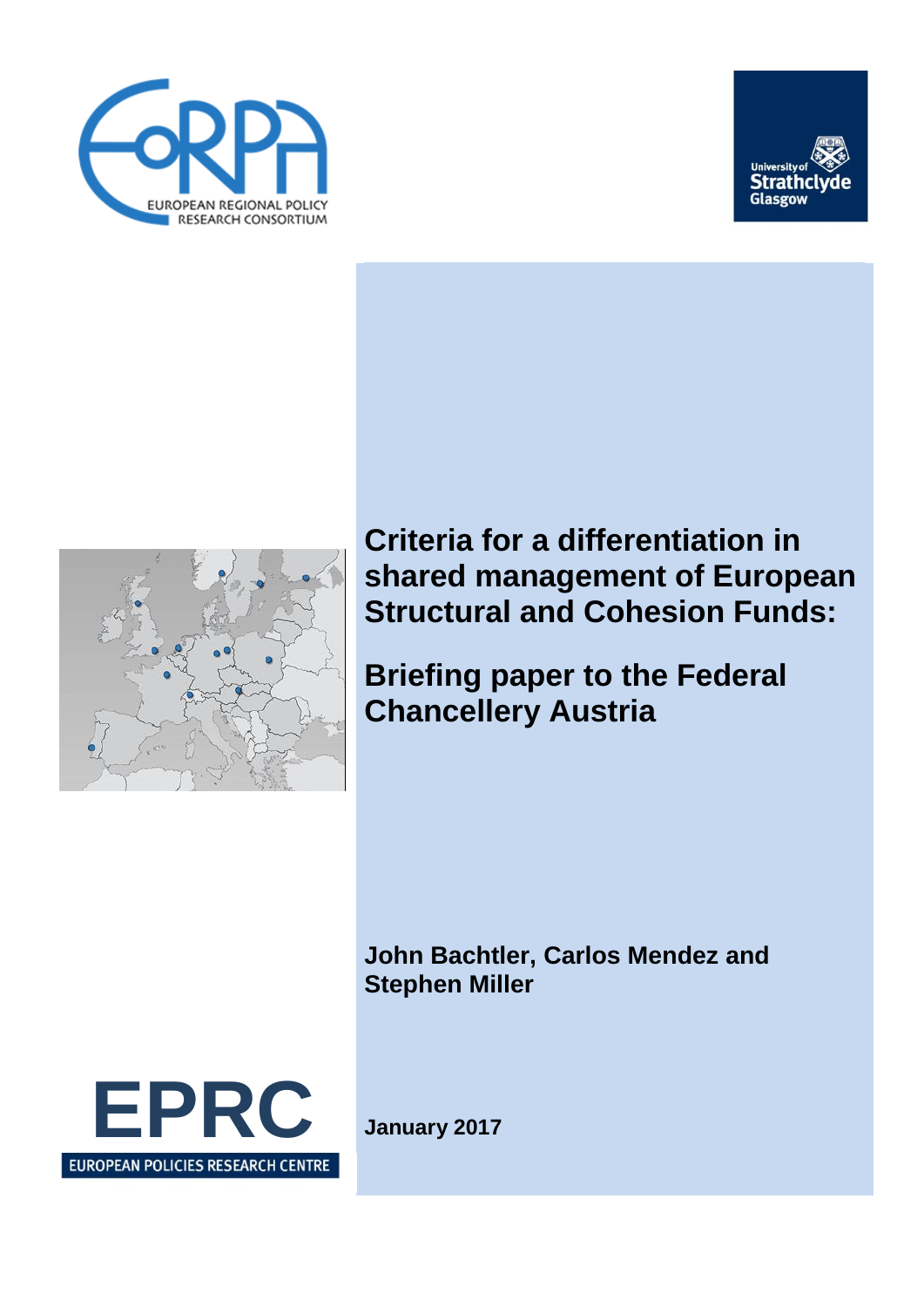EUROPEAN REGIONAL POLICY RESEARCH CONSORTIUM

University of Strathclyde Glasgow

# Criteria for a differentiation in shared management of European Structural and Cohesion Funds:

# Briefing paper to the Federal Chancellery Austria

**John Bachtler, Carlos Mendez and Stephen Miller**

EPRC

EUROPEAN POLICIES RESEARCH CENTRE

**January 2017**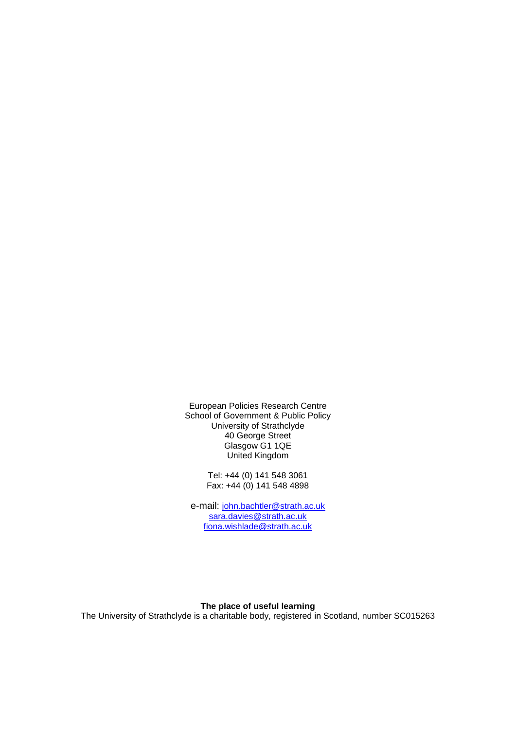European Policies Research Centre
School of Government & Public Policy
University of Strathclyde
40 George Street
Glasgow G1 1QE
United Kingdom

Tel: +44 (0) 141 548 3061
Fax: +44 (0) 141 548 4898

e-mail: john.bachtler@strath.ac.uk
sara.davies@strath.ac.uk
fiona.wishlade@strath.ac.uk

**The place of useful learning**
The University of Strathclyde is a charitable body, registered in Scotland, number SC015263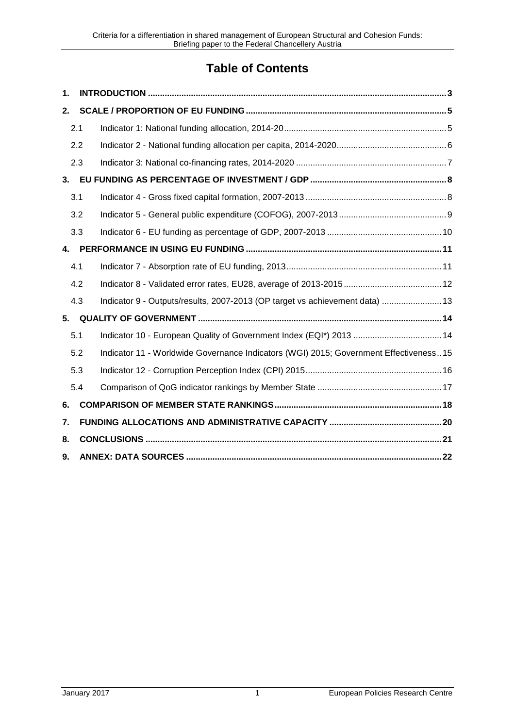# Table of Contents

1. INTRODUCTION ..... 3
2. SCALE / PROPORTION OF EU FUNDING ..... 5
   - 2.1 Indicator 1: National funding allocation, 2014-20 ..... 5
   - 2.2 Indicator 2 - National funding allocation per capita, 2014-2020 ..... 6
   - 2.3 Indicator 3: National co-financing rates, 2014-2020 ..... 7
3. EU FUNDING AS PERCENTAGE OF INVESTMENT / GDP ..... 8
   - 3.1 Indicator 4 - Gross fixed capital formation, 2007-2013 ..... 8
   - 3.2 Indicator 5 - General public expenditure (COFOG), 2007-2013 ..... 9
   - 3.3 Indicator 6 - EU funding as percentage of GDP, 2007-2013 ..... 10
4. PERFORMANCE IN USING EU FUNDING ..... 11
   - 4.1 Indicator 7 - Absorption rate of EU funding, 2013 ..... 11
   - 4.2 Indicator 8 - Validated error rates, EU28, average of 2013-2015 ..... 12
   - 4.3 Indicator 9 - Outputs/results, 2007-2013 (OP target vs achievement data) ..... 13
5. QUALITY OF GOVERNMENT ..... 14
   - 5.1 Indicator 10 - European Quality of Government Index (EQI*) 2013 ..... 14
   - 5.2 Indicator 11 - Worldwide Governance Indicators (WGI) 2015; Government Effectiveness ..... 15
   - 5.3 Indicator 12 - Corruption Perception Index (CPI) 2015 ..... 16
   - 5.4 Comparison of QoG indicator rankings by Member State ..... 17
6. COMPARISON OF MEMBER STATE RANKINGS ..... 18
7. FUNDING ALLOCATIONS AND ADMINISTRATIVE CAPACITY ..... 20
8. CONCLUSIONS ..... 21
9. ANNEX: DATA SOURCES ..... 22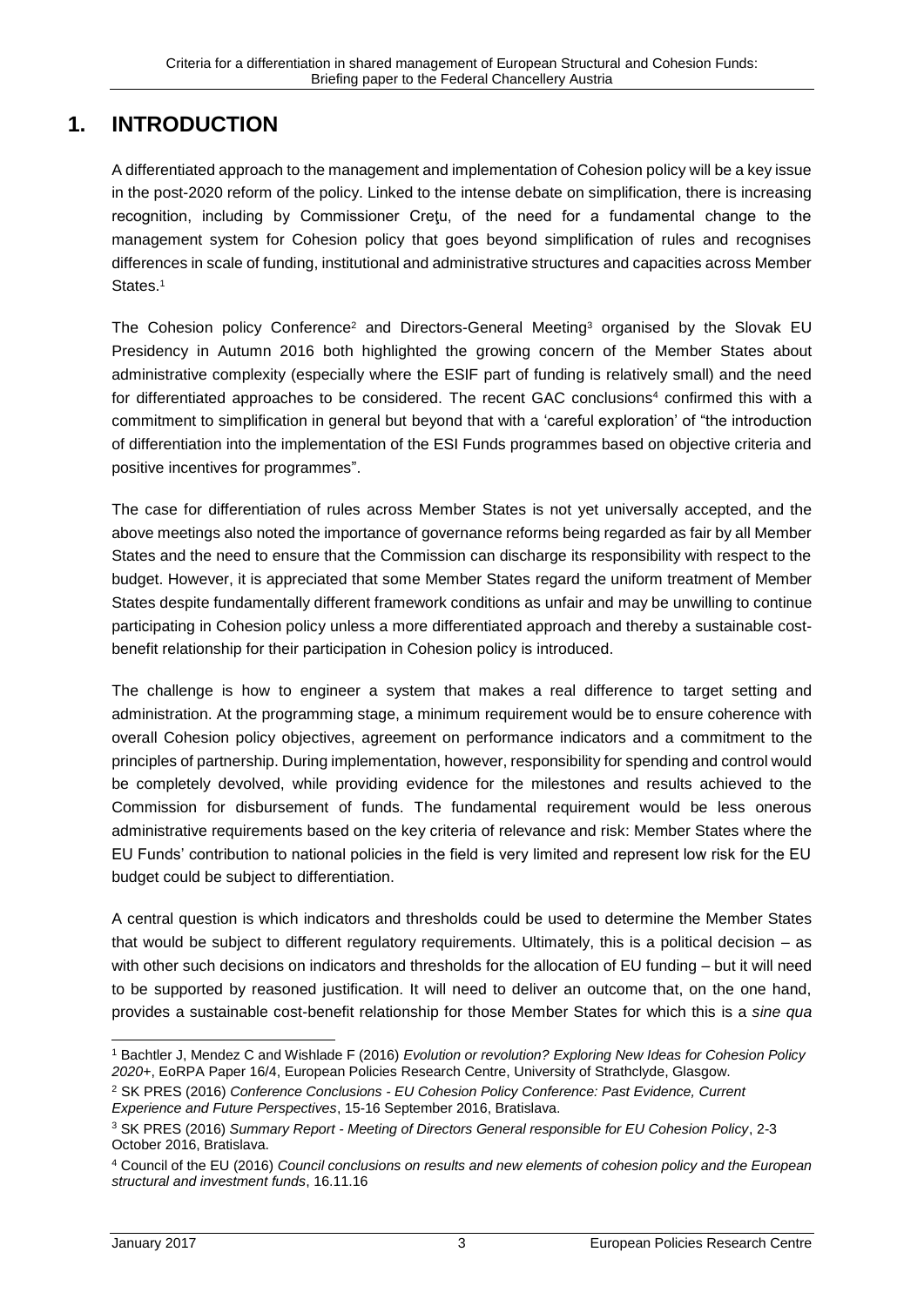# 1. INTRODUCTION

A differentiated approach to the management and implementation of Cohesion policy will be a key issue in the post-2020 reform of the policy. Linked to the intense debate on simplification, there is increasing recognition, including by Commissioner Creţu, of the need for a fundamental change to the management system for Cohesion policy that goes beyond simplification of rules and recognises differences in scale of funding, institutional and administrative structures and capacities across Member States.[1]

The Cohesion policy Conference[2] and Directors-General Meeting[3] organised by the Slovak EU Presidency in Autumn 2016 both highlighted the growing concern of the Member States about administrative complexity (especially where the ESIF part of funding is relatively small) and the need for differentiated approaches to be considered. The recent GAC conclusions[4] confirmed this with a commitment to simplification in general but beyond that with a 'careful exploration' of "the introduction of differentiation into the implementation of the ESI Funds programmes based on objective criteria and positive incentives for programmes".

The case for differentiation of rules across Member States is not yet universally accepted, and the above meetings also noted the importance of governance reforms being regarded as fair by all Member States and the need to ensure that the Commission can discharge its responsibility with respect to the budget. However, it is appreciated that some Member States regard the uniform treatment of Member States despite fundamentally different framework conditions as unfair and may be unwilling to continue participating in Cohesion policy unless a more differentiated approach and thereby a sustainable cost-benefit relationship for their participation in Cohesion policy is introduced.

The challenge is how to engineer a system that makes a real difference to target setting and administration. At the programming stage, a minimum requirement would be to ensure coherence with overall Cohesion policy objectives, agreement on performance indicators and a commitment to the principles of partnership. During implementation, however, responsibility for spending and control would be completely devolved, while providing evidence for the milestones and results achieved to the Commission for disbursement of funds. The fundamental requirement would be less onerous administrative requirements based on the key criteria of relevance and risk: Member States where the EU Funds' contribution to national policies in the field is very limited and represent low risk for the EU budget could be subject to differentiation.

A central question is which indicators and thresholds could be used to determine the Member States that would be subject to different regulatory requirements. Ultimately, this is a political decision – as with other such decisions on indicators and thresholds for the allocation of EU funding – but it will need to be supported by reasoned justification. It will need to deliver an outcome that, on the one hand, provides a sustainable cost-benefit relationship for those Member States for which this is a *sine qua*

---

[1] Bachtler J, Mendez C and Wishlade F (2016) *Evolution or revolution? Exploring New Ideas for Cohesion Policy 2020+*, EoRPA Paper 16/4, European Policies Research Centre, University of Strathclyde, Glasgow.

[2] SK PRES (2016) *Conference Conclusions - EU Cohesion Policy Conference: Past Evidence, Current Experience and Future Perspectives*, 15-16 September 2016, Bratislava.

[3] SK PRES (2016) *Summary Report - Meeting of Directors General responsible for EU Cohesion Policy*, 2-3 October 2016, Bratislava.

[4] Council of the EU (2016) *Council conclusions on results and new elements of cohesion policy and the European structural and investment funds*, 16.11.16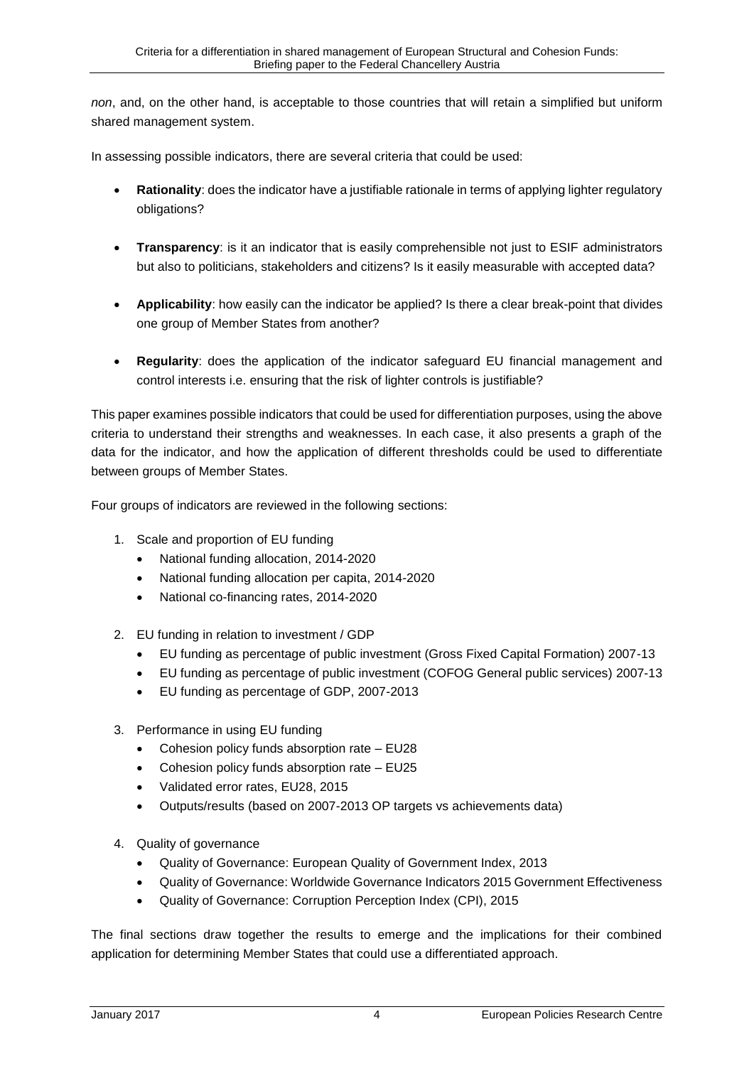*non*, and, on the other hand, is acceptable to those countries that will retain a simplified but uniform shared management system.

In assessing possible indicators, there are several criteria that could be used:

- **Rationality**: does the indicator have a justifiable rationale in terms of applying lighter regulatory obligations?

- **Transparency**: is it an indicator that is easily comprehensible not just to ESIF administrators but also to politicians, stakeholders and citizens? Is it easily measurable with accepted data?

- **Applicability**: how easily can the indicator be applied? Is there a clear break-point that divides one group of Member States from another?

- **Regularity**: does the application of the indicator safeguard EU financial management and control interests i.e. ensuring that the risk of lighter controls is justifiable?

This paper examines possible indicators that could be used for differentiation purposes, using the above criteria to understand their strengths and weaknesses. In each case, it also presents a graph of the data for the indicator, and how the application of different thresholds could be used to differentiate between groups of Member States.

Four groups of indicators are reviewed in the following sections:

1. Scale and proportion of EU funding
   - National funding allocation, 2014-2020
   - National funding allocation per capita, 2014-2020
   - National co-financing rates, 2014-2020

2. EU funding in relation to investment / GDP
   - EU funding as percentage of public investment (Gross Fixed Capital Formation) 2007-13
   - EU funding as percentage of public investment (COFOG General public services) 2007-13
   - EU funding as percentage of GDP, 2007-2013

3. Performance in using EU funding
   - Cohesion policy funds absorption rate – EU28
   - Cohesion policy funds absorption rate – EU25
   - Validated error rates, EU28, 2015
   - Outputs/results (based on 2007-2013 OP targets vs achievements data)

4. Quality of governance
   - Quality of Governance: European Quality of Government Index, 2013
   - Quality of Governance: Worldwide Governance Indicators 2015 Government Effectiveness
   - Quality of Governance: Corruption Perception Index (CPI), 2015

The final sections draw together the results to emerge and the implications for their combined application for determining Member States that could use a differentiated approach.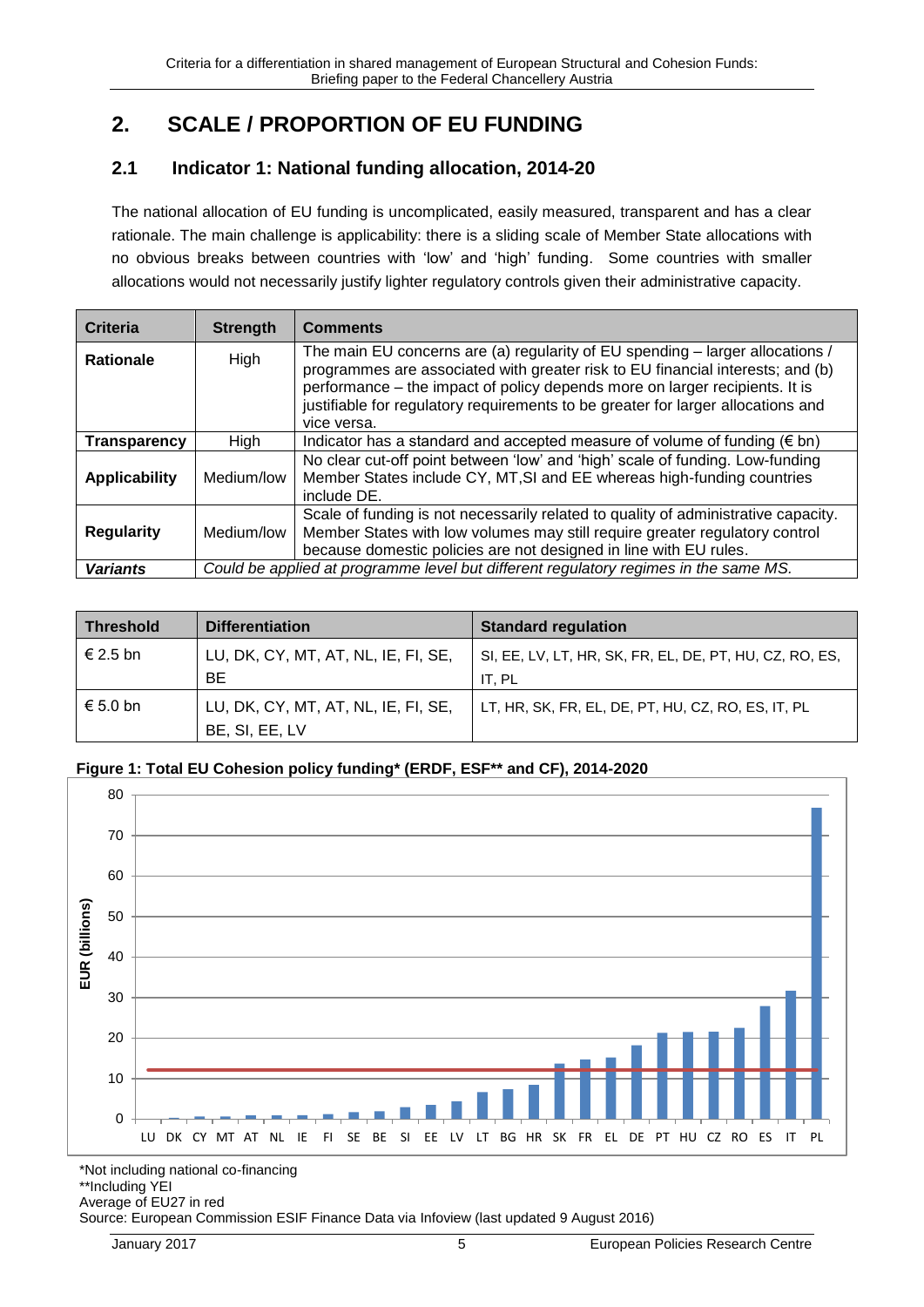# 2. SCALE / PROPORTION OF EU FUNDING

## 2.1 Indicator 1: National funding allocation, 2014-20

The national allocation of EU funding is uncomplicated, easily measured, transparent and has a clear rationale. The main challenge is applicability: there is a sliding scale of Member State allocations with no obvious breaks between countries with 'low' and 'high' funding. Some countries with smaller allocations would not necessarily justify lighter regulatory controls given their administrative capacity.

| Criteria | Strength | Comments |
|---|---|---|
| **Rationale** | High | The main EU concerns are (a) regularity of EU spending – larger allocations / programmes are associated with greater risk to EU financial interests; and (b) performance – the impact of policy depends more on larger recipients. It is justifiable for regulatory requirements to be greater for larger allocations and vice versa. |
| **Transparency** | High | Indicator has a standard and accepted measure of volume of funding (€ bn) |
| **Applicability** | Medium/low | No clear cut-off point between 'low' and 'high' scale of funding. Low-funding Member States include CY, MT,SI and EE whereas high-funding countries include DE. |
| **Regularity** | Medium/low | Scale of funding is not necessarily related to quality of administrative capacity. Member States with low volumes may still require greater regulatory control because domestic policies are not designed in line with EU rules. |
| ***Variants*** | *Could be applied at programme level but different regulatory regimes in the same MS.* | |

| Threshold | Differentiation | Standard regulation |
|---|---|---|
| € 2.5 bn | LU, DK, CY, MT, AT, NL, IE, FI, SE, BE | SI, EE, LV, LT, HR, SK, FR, EL, DE, PT, HU, CZ, RO, ES, IT, PL |
| € 5.0 bn | LU, DK, CY, MT, AT, NL, IE, FI, SE, BE, SI, EE, LV | LT, HR, SK, FR, EL, DE, PT, HU, CZ, RO, ES, IT, PL |

**Figure 1: Total EU Cohesion policy funding* (ERDF, ESF** and CF), 2014-2020**

\*Not including national co-financing
\*\*Including YEI
Average of EU27 in red
Source: European Commission ESIF Finance Data via Infoview (last updated 9 August 2016)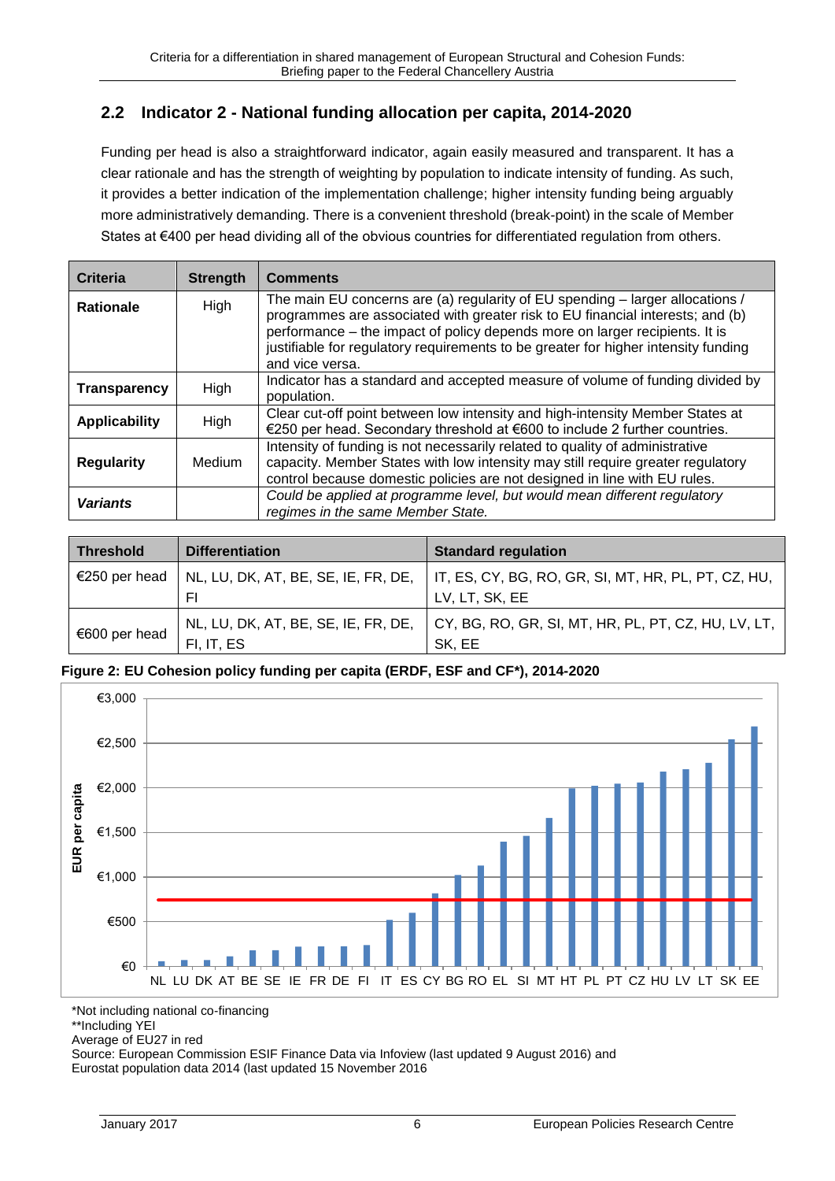## 2.2 Indicator 2 - National funding allocation per capita, 2014-2020

Funding per head is also a straightforward indicator, again easily measured and transparent. It has a clear rationale and has the strength of weighting by population to indicate intensity of funding. As such, it provides a better indication of the implementation challenge; higher intensity funding being arguably more administratively demanding. There is a convenient threshold (break-point) in the scale of Member States at €400 per head dividing all of the obvious countries for differentiated regulation from others.

| Criteria | Strength | Comments |
|---|---|---|
| **Rationale** | High | The main EU concerns are (a) regularity of EU spending – larger allocations / programmes are associated with greater risk to EU financial interests; and (b) performance – the impact of policy depends more on larger recipients. It is justifiable for regulatory requirements to be greater for higher intensity funding and vice versa. |
| **Transparency** | High | Indicator has a standard and accepted measure of volume of funding divided by population. |
| **Applicability** | High | Clear cut-off point between low intensity and high-intensity Member States at €250 per head. Secondary threshold at €600 to include 2 further countries. |
| **Regularity** | Medium | Intensity of funding is not necessarily related to quality of administrative capacity. Member States with low intensity may still require greater regulatory control because domestic policies are not designed in line with EU rules. |
| ***Variants*** | | *Could be applied at programme level, but would mean different regulatory regimes in the same Member State.* |

| Threshold | Differentiation | Standard regulation |
|---|---|---|
| €250 per head | NL, LU, DK, AT, BE, SE, IE, FR, DE, FI | IT, ES, CY, BG, RO, GR, SI, MT, HR, PL, PT, CZ, HU, LV, LT, SK, EE |
| €600 per head | NL, LU, DK, AT, BE, SE, IE, FR, DE, FI, IT, ES | CY, BG, RO, GR, SI, MT, HR, PL, PT, CZ, HU, LV, LT, SK, EE |

**Figure 2: EU Cohesion policy funding per capita (ERDF, ESF and CF*), 2014-2020**

| Country | EUR per capita (approx.) |
|---|---|
| NL | 50 |
| LU | 60 |
| DK | 60 |
| AT | 100 |
| BE | 170 |
| SE | 170 |
| IE | 210 |
| FR | 210 |
| DE | 210 |
| FI | 230 |
| IT | 510 |
| ES | 590 |
| CY | 810 |
| BG | 1,020 |
| RO | 1,120 |
| EL | 1,390 |
| SI | 1,450 |
| MT | 1,660 |
| HT | 1,990 |
| PL | 2,020 |
| PT | 2,040 |
| CZ | 2,050 |
| HU | 2,170 |
| LV | 2,200 |
| LT | 2,270 |
| SK | 2,530 |
| EE | 2,680 |

EU27 average (red line): approx. €740

*Not including national co-financing
**Including YEI
Average of EU27 in red
Source: European Commission ESIF Finance Data via Infoview (last updated 9 August 2016) and Eurostat population data 2014 (last updated 15 November 2016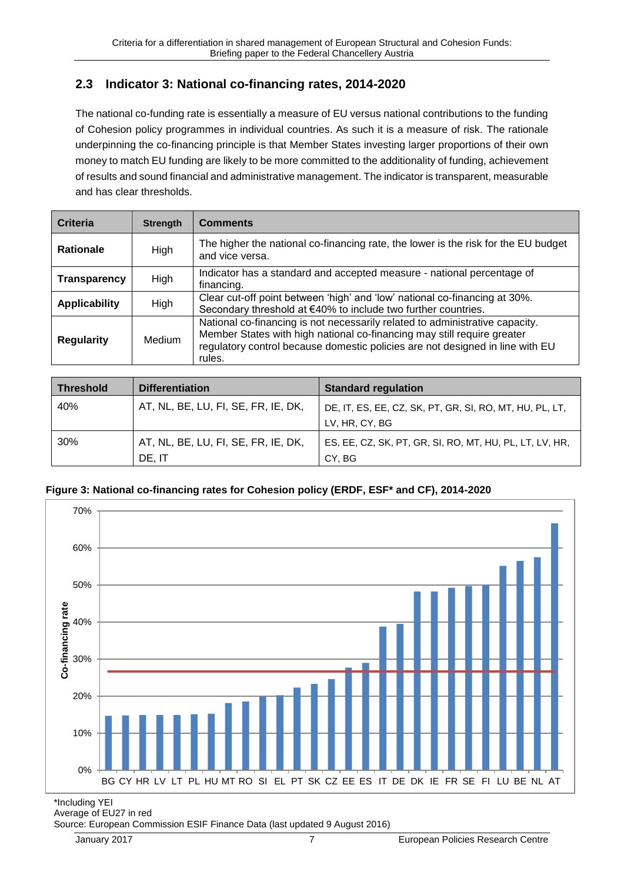## 2.3 Indicator 3: National co-financing rates, 2014-2020

The national co-funding rate is essentially a measure of EU versus national contributions to the funding of Cohesion policy programmes in individual countries. As such it is a measure of risk. The rationale underpinning the co-financing principle is that Member States investing larger proportions of their own money to match EU funding are likely to be more committed to the additionality of funding, achievement of results and sound financial and administrative management. The indicator is transparent, measurable and has clear thresholds.

| Criteria | Strength | Comments |
|---|---|---|
| **Rationale** | High | The higher the national co-financing rate, the lower is the risk for the EU budget and vice versa. |
| **Transparency** | High | Indicator has a standard and accepted measure - national percentage of financing. |
| **Applicability** | High | Clear cut-off point between 'high' and 'low' national co-financing at 30%. Secondary threshold at €40% to include two further countries. |
| **Regularity** | Medium | National co-financing is not necessarily related to administrative capacity. Member States with high national co-financing may still require greater regulatory control because domestic policies are not designed in line with EU rules. |

| Threshold | Differentiation | Standard regulation |
|---|---|---|
| 40% | AT, NL, BE, LU, FI, SE, FR, IE, DK, | DE, IT, ES, EE, CZ, SK, PT, GR, SI, RO, MT, HU, PL, LT, LV, HR, CY, BG |
| 30% | AT, NL, BE, LU, FI, SE, FR, IE, DK, DE, IT | ES, EE, CZ, SK, PT, GR, SI, RO, MT, HU, PL, LT, LV, HR, CY, BG |

**Figure 3: National co-financing rates for Cohesion policy (ERDF, ESF* and CF), 2014-2020**

\*Including YEI
Average of EU27 in red
Source: European Commission ESIF Finance Data (last updated 9 August 2016)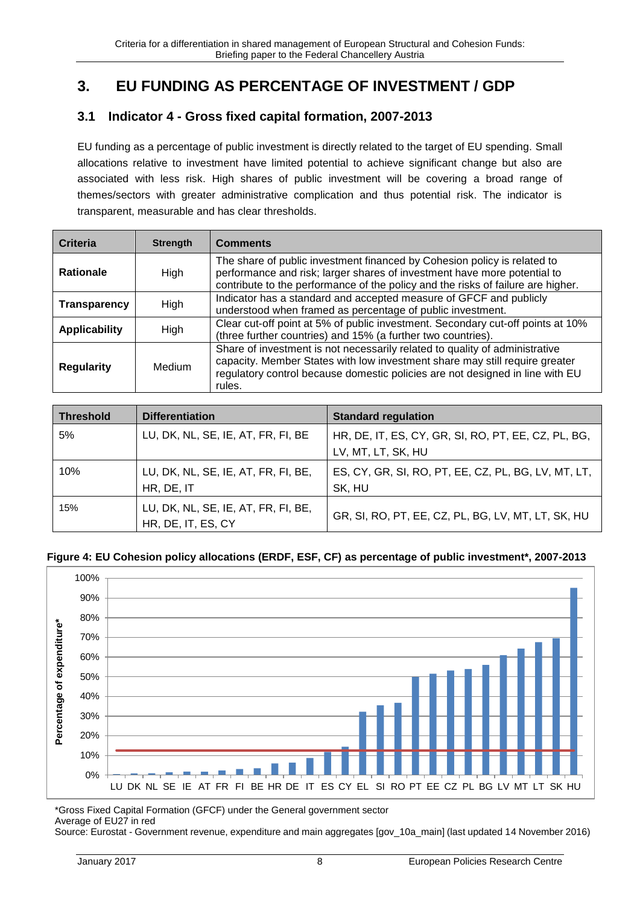# 3. EU FUNDING AS PERCENTAGE OF INVESTMENT / GDP

## 3.1 Indicator 4 - Gross fixed capital formation, 2007-2013

EU funding as a percentage of public investment is directly related to the target of EU spending. Small allocations relative to investment have limited potential to achieve significant change but also are associated with less risk. High shares of public investment will be covering a broad range of themes/sectors with greater administrative complication and thus potential risk. The indicator is transparent, measurable and has clear thresholds.

| Criteria | Strength | Comments |
|---|---|---|
| **Rationale** | High | The share of public investment financed by Cohesion policy is related to performance and risk; larger shares of investment have more potential to contribute to the performance of the policy and the risks of failure are higher. |
| **Transparency** | High | Indicator has a standard and accepted measure of GFCF and publicly understood when framed as percentage of public investment. |
| **Applicability** | High | Clear cut-off point at 5% of public investment. Secondary cut-off points at 10% (three further countries) and 15% (a further two countries). |
| **Regularity** | Medium | Share of investment is not necessarily related to quality of administrative capacity. Member States with low investment share may still require greater regulatory control because domestic policies are not designed in line with EU rules. |

| Threshold | Differentiation | Standard regulation |
|---|---|---|
| 5% | LU, DK, NL, SE, IE, AT, FR, FI, BE | HR, DE, IT, ES, CY, GR, SI, RO, PT, EE, CZ, PL, BG, LV, MT, LT, SK, HU |
| 10% | LU, DK, NL, SE, IE, AT, FR, FI, BE, HR, DE, IT | ES, CY, GR, SI, RO, PT, EE, CZ, PL, BG, LV, MT, LT, SK, HU |
| 15% | LU, DK, NL, SE, IE, AT, FR, FI, BE, HR, DE, IT, ES, CY | GR, SI, RO, PT, EE, CZ, PL, BG, LV, MT, LT, SK, HU |

**Figure 4: EU Cohesion policy allocations (ERDF, ESF, CF) as percentage of public investment*, 2007-2013**

*Gross Fixed Capital Formation (GFCF) under the General government sector

Average of EU27 in red

Source: Eurostat - Government revenue, expenditure and main aggregates [gov_10a_main] (last updated 14 November 2016)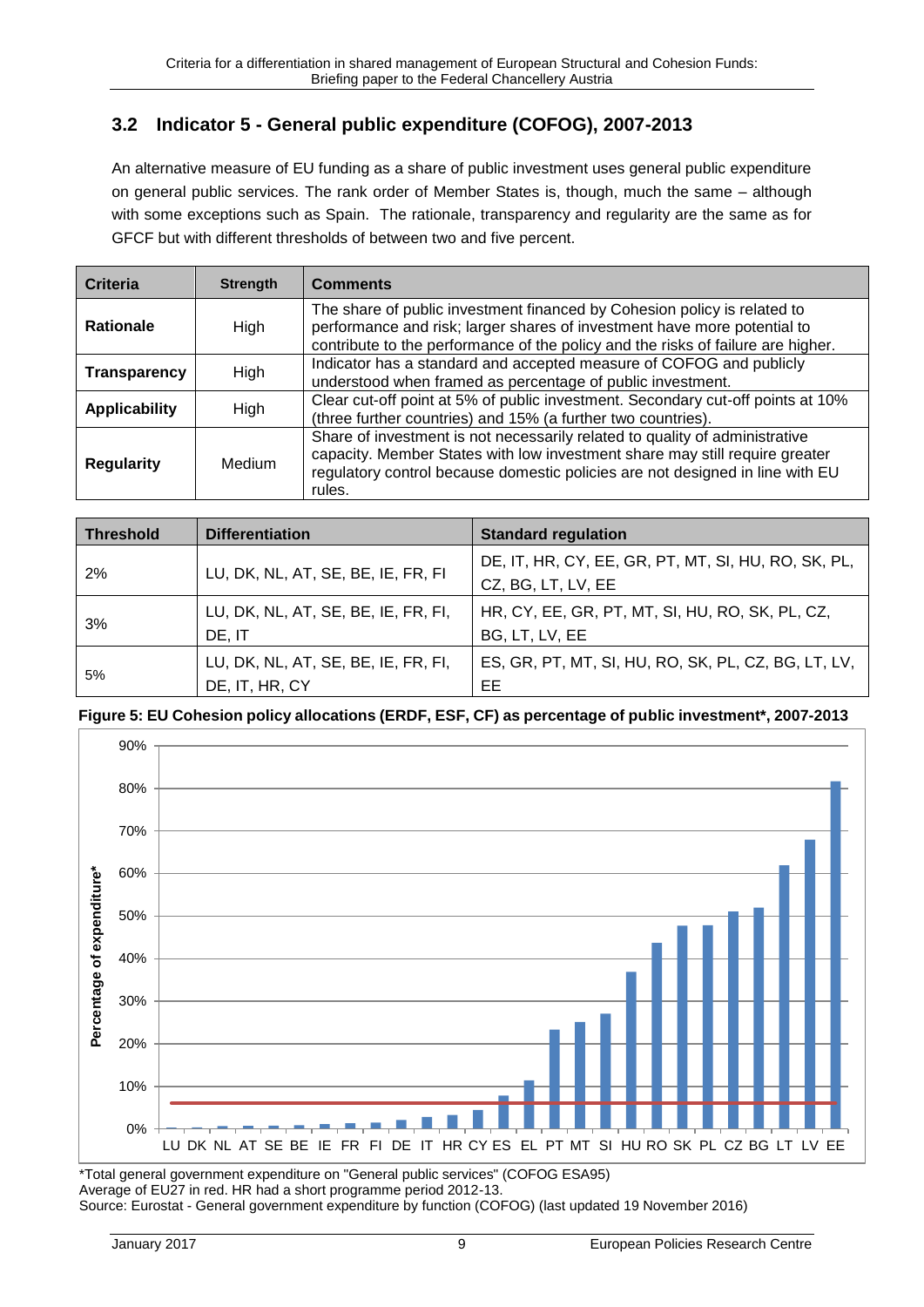## 3.2 Indicator 5 - General public expenditure (COFOG), 2007-2013

An alternative measure of EU funding as a share of public investment uses general public expenditure on general public services. The rank order of Member States is, though, much the same – although with some exceptions such as Spain. The rationale, transparency and regularity are the same as for GFCF but with different thresholds of between two and five percent.

| Criteria | Strength | Comments |
|---|---|---|
| **Rationale** | High | The share of public investment financed by Cohesion policy is related to performance and risk; larger shares of investment have more potential to contribute to the performance of the policy and the risks of failure are higher. |
| **Transparency** | High | Indicator has a standard and accepted measure of COFOG and publicly understood when framed as percentage of public investment. |
| **Applicability** | High | Clear cut-off point at 5% of public investment. Secondary cut-off points at 10% (three further countries) and 15% (a further two countries). |
| **Regularity** | Medium | Share of investment is not necessarily related to quality of administrative capacity. Member States with low investment share may still require greater regulatory control because domestic policies are not designed in line with EU rules. |

| Threshold | Differentiation | Standard regulation |
|---|---|---|
| 2% | LU, DK, NL, AT, SE, BE, IE, FR, FI | DE, IT, HR, CY, EE, GR, PT, MT, SI, HU, RO, SK, PL, CZ, BG, LT, LV, EE |
| 3% | LU, DK, NL, AT, SE, BE, IE, FR, FI, DE, IT | HR, CY, EE, GR, PT, MT, SI, HU, RO, SK, PL, CZ, BG, LT, LV, EE |
| 5% | LU, DK, NL, AT, SE, BE, IE, FR, FI, DE, IT, HR, CY | ES, GR, PT, MT, SI, HU, RO, SK, PL, CZ, BG, LT, LV, EE |

**Figure 5: EU Cohesion policy allocations (ERDF, ESF, CF) as percentage of public investment*, 2007-2013**

*Total general government expenditure on "General public services" (COFOG ESA95)
Average of EU27 in red. HR had a short programme period 2012-13.
Source: Eurostat - General government expenditure by function (COFOG) (last updated 19 November 2016)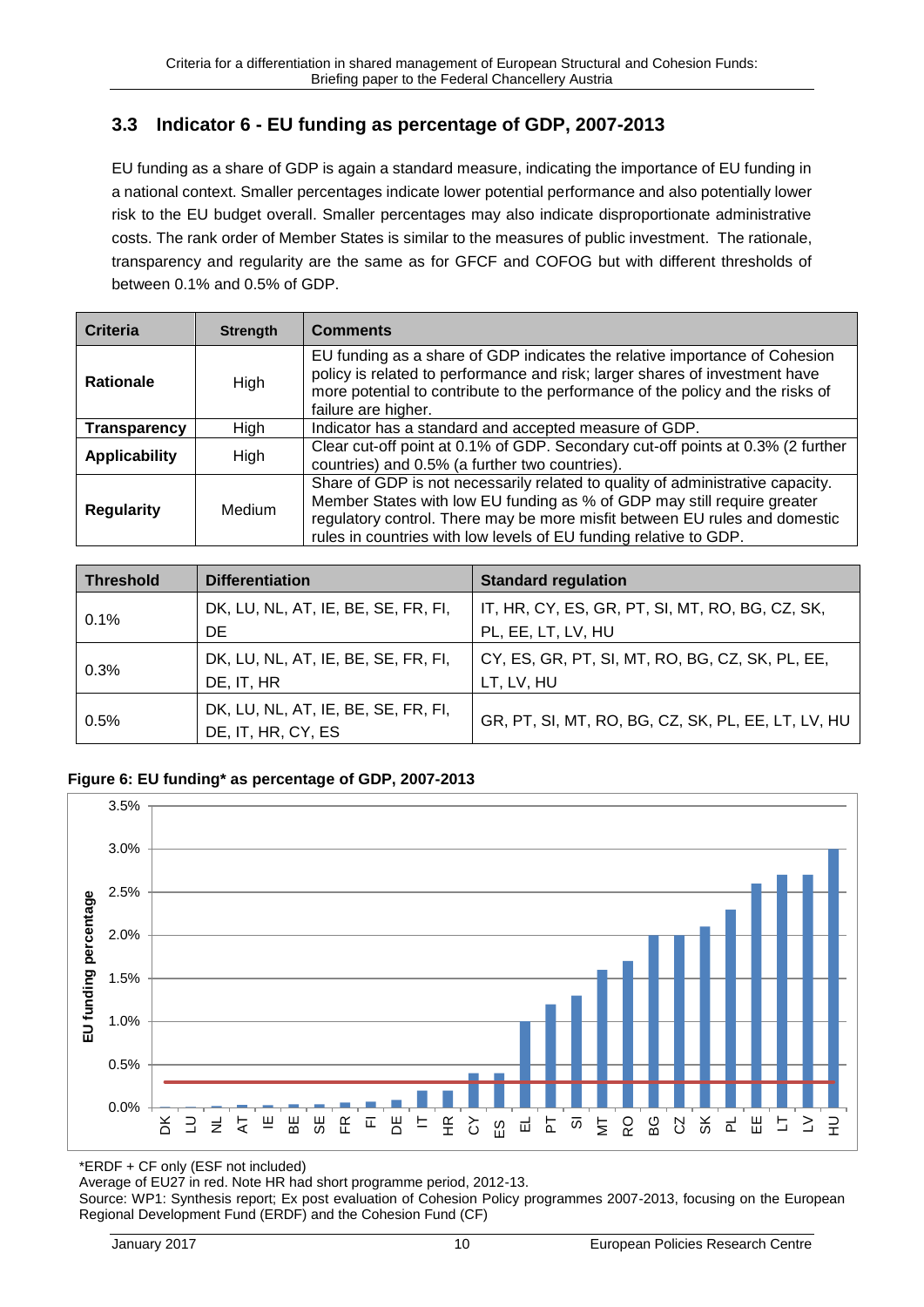## 3.3 Indicator 6 - EU funding as percentage of GDP, 2007-2013

EU funding as a share of GDP is again a standard measure, indicating the importance of EU funding in a national context. Smaller percentages indicate lower potential performance and also potentially lower risk to the EU budget overall. Smaller percentages may also indicate disproportionate administrative costs. The rank order of Member States is similar to the measures of public investment. The rationale, transparency and regularity are the same as for GFCF and COFOG but with different thresholds of between 0.1% and 0.5% of GDP.

| Criteria | Strength | Comments |
|---|---|---|
| **Rationale** | High | EU funding as a share of GDP indicates the relative importance of Cohesion policy is related to performance and risk; larger shares of investment have more potential to contribute to the performance of the policy and the risks of failure are higher. |
| **Transparency** | High | Indicator has a standard and accepted measure of GDP. |
| **Applicability** | High | Clear cut-off point at 0.1% of GDP. Secondary cut-off points at 0.3% (2 further countries) and 0.5% (a further two countries). |
| **Regularity** | Medium | Share of GDP is not necessarily related to quality of administrative capacity. Member States with low EU funding as % of GDP may still require greater regulatory control. There may be more misfit between EU rules and domestic rules in countries with low levels of EU funding relative to GDP. |

| Threshold | Differentiation | Standard regulation |
|---|---|---|
| 0.1% | DK, LU, NL, AT, IE, BE, SE, FR, FI, DE | IT, HR, CY, ES, GR, PT, SI, MT, RO, BG, CZ, SK, PL, EE, LT, LV, HU |
| 0.3% | DK, LU, NL, AT, IE, BE, SE, FR, FI, DE, IT, HR | CY, ES, GR, PT, SI, MT, RO, BG, CZ, SK, PL, EE, LT, LV, HU |
| 0.5% | DK, LU, NL, AT, IE, BE, SE, FR, FI, DE, IT, HR, CY, ES | GR, PT, SI, MT, RO, BG, CZ, SK, PL, EE, LT, LV, HU |

**Figure 6: EU funding* as percentage of GDP, 2007-2013**

*ERDF + CF only (ESF not included)

Average of EU27 in red. Note HR had short programme period, 2012-13.

Source: WP1: Synthesis report; Ex post evaluation of Cohesion Policy programmes 2007-2013, focusing on the European Regional Development Fund (ERDF) and the Cohesion Fund (CF)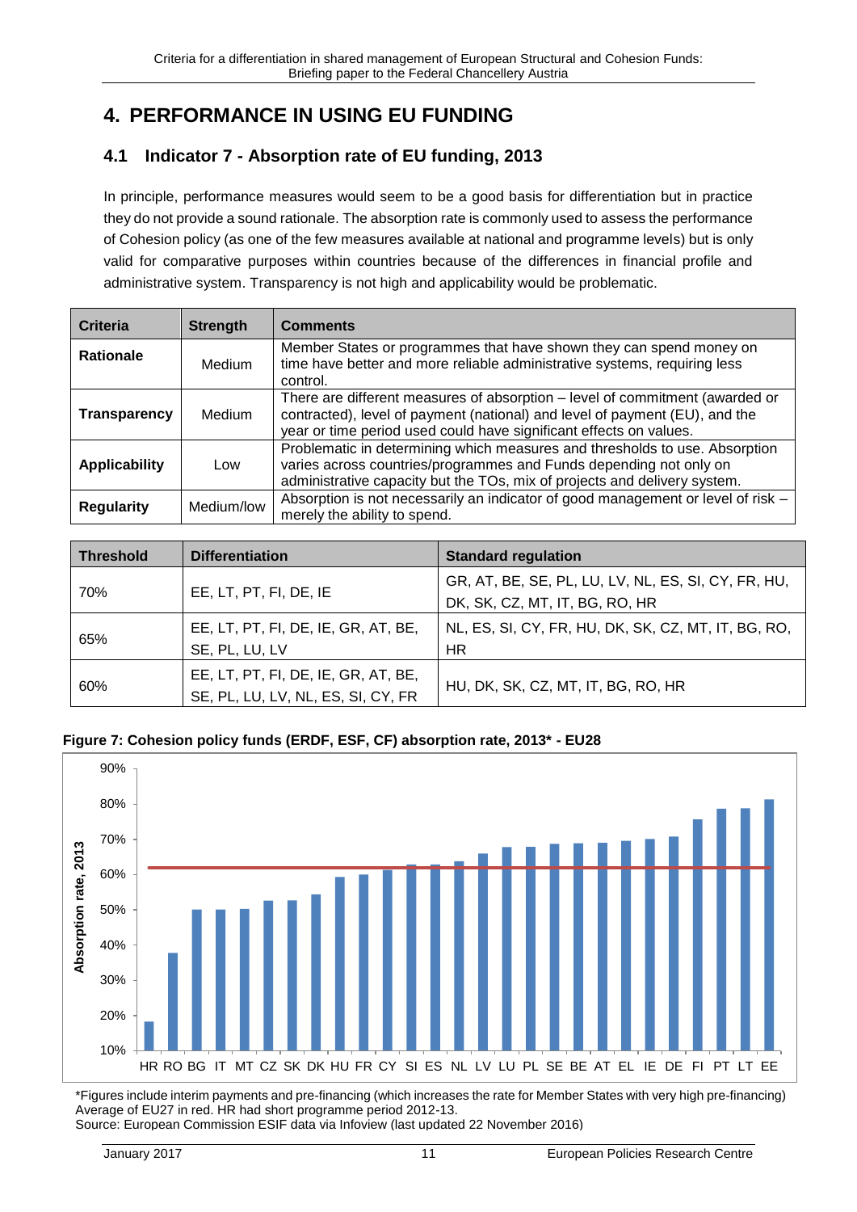# 4. PERFORMANCE IN USING EU FUNDING

## 4.1 Indicator 7 - Absorption rate of EU funding, 2013

In principle, performance measures would seem to be a good basis for differentiation but in practice they do not provide a sound rationale. The absorption rate is commonly used to assess the performance of Cohesion policy (as one of the few measures available at national and programme levels) but is only valid for comparative purposes within countries because of the differences in financial profile and administrative system. Transparency is not high and applicability would be problematic.

| Criteria | Strength | Comments |
|---|---|---|
| **Rationale** | Medium | Member States or programmes that have shown they can spend money on time have better and more reliable administrative systems, requiring less control. |
| **Transparency** | Medium | There are different measures of absorption – level of commitment (awarded or contracted), level of payment (national) and level of payment (EU), and the year or time period used could have significant effects on values. |
| **Applicability** | Low | Problematic in determining which measures and thresholds to use. Absorption varies across countries/programmes and Funds depending not only on administrative capacity but the TOs, mix of projects and delivery system. |
| **Regularity** | Medium/low | Absorption is not necessarily an indicator of good management or level of risk – merely the ability to spend. |

| Threshold | Differentiation | Standard regulation |
|---|---|---|
| 70% | EE, LT, PT, FI, DE, IE | GR, AT, BE, SE, PL, LU, LV, NL, ES, SI, CY, FR, HU, DK, SK, CZ, MT, IT, BG, RO, HR |
| 65% | EE, LT, PT, FI, DE, IE, GR, AT, BE, SE, PL, LU, LV | NL, ES, SI, CY, FR, HU, DK, SK, CZ, MT, IT, BG, RO, HR |
| 60% | EE, LT, PT, FI, DE, IE, GR, AT, BE, SE, PL, LU, LV, NL, ES, SI, CY, FR | HU, DK, SK, CZ, MT, IT, BG, RO, HR |

**Figure 7: Cohesion policy funds (ERDF, ESF, CF) absorption rate, 2013\* - EU28**

\*Figures include interim payments and pre-financing (which increases the rate for Member States with very high pre-financing) Average of EU27 in red. HR had short programme period 2012-13.
Source: European Commission ESIF data via Infoview (last updated 22 November 2016)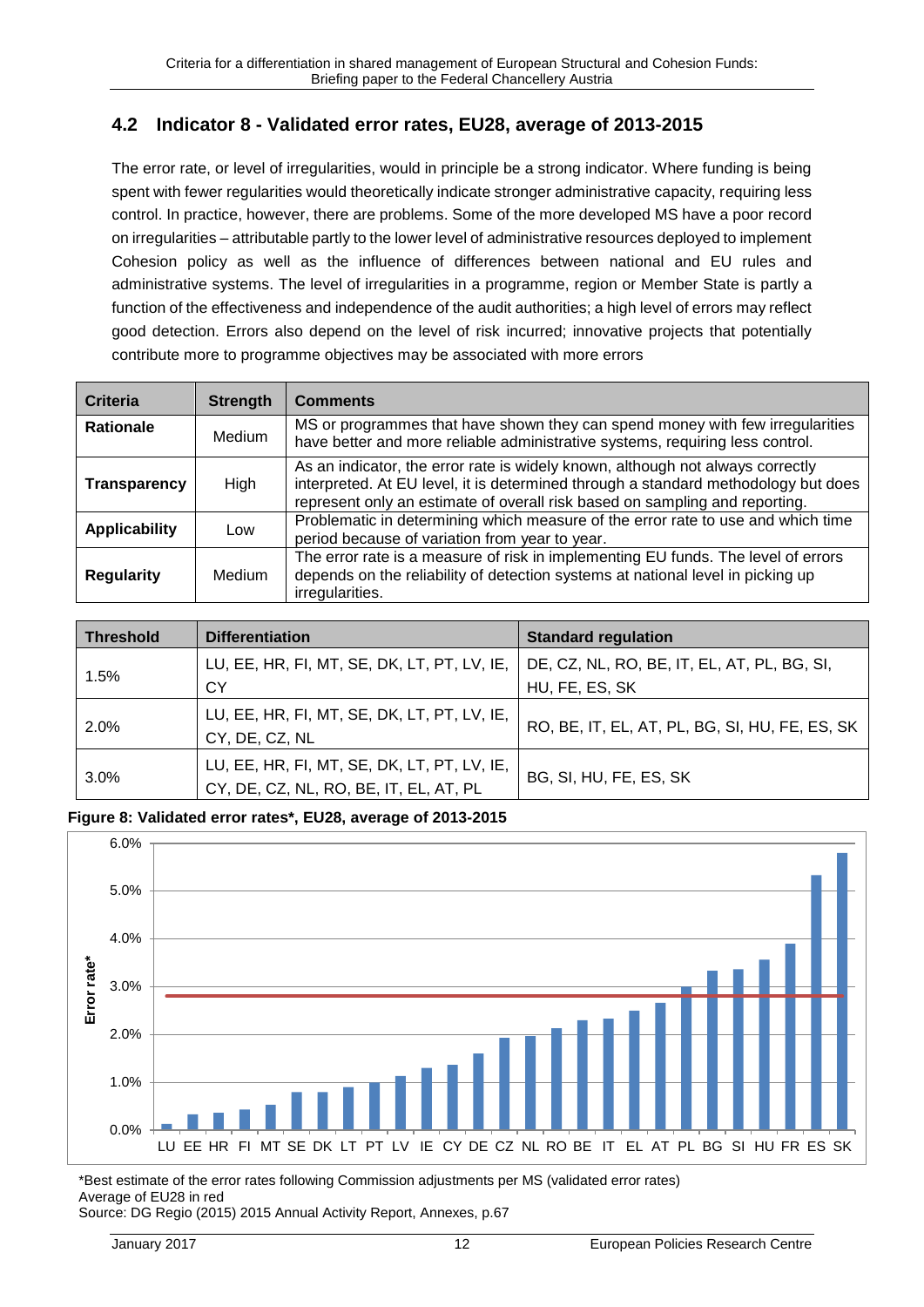## 4.2 Indicator 8 - Validated error rates, EU28, average of 2013-2015

The error rate, or level of irregularities, would in principle be a strong indicator. Where funding is being spent with fewer regularities would theoretically indicate stronger administrative capacity, requiring less control. In practice, however, there are problems. Some of the more developed MS have a poor record on irregularities – attributable partly to the lower level of administrative resources deployed to implement Cohesion policy as well as the influence of differences between national and EU rules and administrative systems. The level of irregularities in a programme, region or Member State is partly a function of the effectiveness and independence of the audit authorities; a high level of errors may reflect good detection. Errors also depend on the level of risk incurred; innovative projects that potentially contribute more to programme objectives may be associated with more errors

| Criteria | Strength | Comments |
|---|---|---|
| **Rationale** | Medium | MS or programmes that have shown they can spend money with few irregularities have better and more reliable administrative systems, requiring less control. |
| **Transparency** | High | As an indicator, the error rate is widely known, although not always correctly interpreted. At EU level, it is determined through a standard methodology but does represent only an estimate of overall risk based on sampling and reporting. |
| **Applicability** | Low | Problematic in determining which measure of the error rate to use and which time period because of variation from year to year. |
| **Regularity** | Medium | The error rate is a measure of risk in implementing EU funds. The level of errors depends on the reliability of detection systems at national level in picking up irregularities. |

| Threshold | Differentiation | Standard regulation |
|---|---|---|
| 1.5% | LU, EE, HR, FI, MT, SE, DK, LT, PT, LV, IE, CY | DE, CZ, NL, RO, BE, IT, EL, AT, PL, BG, SI, HU, FE, ES, SK |
| 2.0% | LU, EE, HR, FI, MT, SE, DK, LT, PT, LV, IE, CY, DE, CZ, NL | RO, BE, IT, EL, AT, PL, BG, SI, HU, FE, ES, SK |
| 3.0% | LU, EE, HR, FI, MT, SE, DK, LT, PT, LV, IE, CY, DE, CZ, NL, RO, BE, IT, EL, AT, PL | BG, SI, HU, FE, ES, SK |

**Figure 8: Validated error rates*, EU28, average of 2013-2015**

*Best estimate of the error rates following Commission adjustments per MS (validated error rates)
Average of EU28 in red
Source: DG Regio (2015) 2015 Annual Activity Report, Annexes, p.67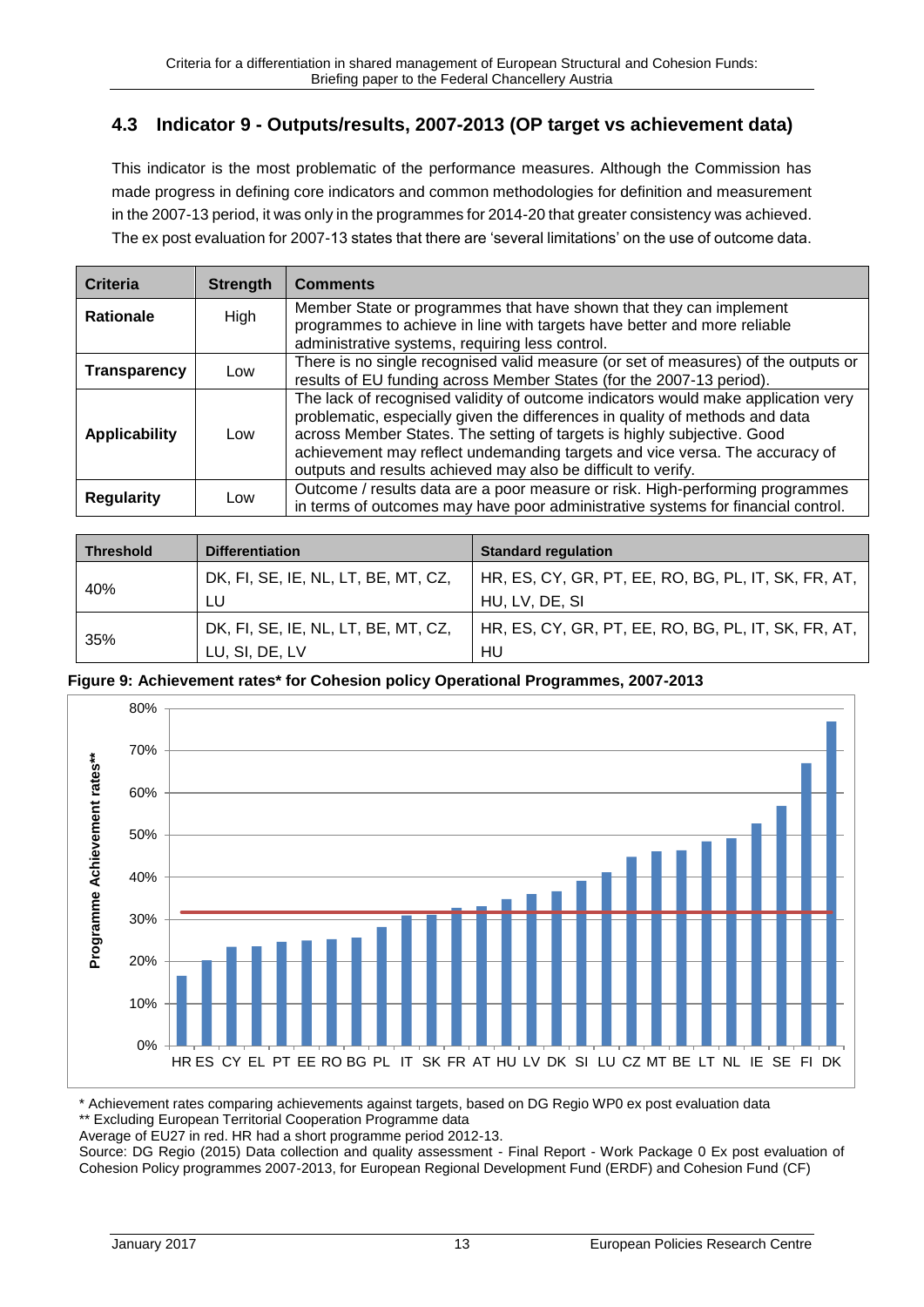## 4.3 Indicator 9 - Outputs/results, 2007-2013 (OP target vs achievement data)

This indicator is the most problematic of the performance measures. Although the Commission has made progress in defining core indicators and common methodologies for definition and measurement in the 2007-13 period, it was only in the programmes for 2014-20 that greater consistency was achieved. The ex post evaluation for 2007-13 states that there are 'several limitations' on the use of outcome data.

| Criteria | Strength | Comments |
|---|---|---|
| **Rationale** | High | Member State or programmes that have shown that they can implement programmes to achieve in line with targets have better and more reliable administrative systems, requiring less control. |
| **Transparency** | Low | There is no single recognised valid measure (or set of measures) of the outputs or results of EU funding across Member States (for the 2007-13 period). |
| **Applicability** | Low | The lack of recognised validity of outcome indicators would make application very problematic, especially given the differences in quality of methods and data across Member States. The setting of targets is highly subjective. Good achievement may reflect undemanding targets and vice versa. The accuracy of outputs and results achieved may also be difficult to verify. |
| **Regularity** | Low | Outcome / results data are a poor measure or risk. High-performing programmes in terms of outcomes may have poor administrative systems for financial control. |

| Threshold | Differentiation | Standard regulation |
|---|---|---|
| 40% | DK, FI, SE, IE, NL, LT, BE, MT, CZ, LU | HR, ES, CY, GR, PT, EE, RO, BG, PL, IT, SK, FR, AT, HU, LV, DE, SI |
| 35% | DK, FI, SE, IE, NL, LT, BE, MT, CZ, LU, SI, DE, LV | HR, ES, CY, GR, PT, EE, RO, BG, PL, IT, SK, FR, AT, HU |

**Figure 9: Achievement rates* for Cohesion policy Operational Programmes, 2007-2013**

\* Achievement rates comparing achievements against targets, based on DG Regio WP0 ex post evaluation data

\*\* Excluding European Territorial Cooperation Programme data

Average of EU27 in red. HR had a short programme period 2012-13.

Source: DG Regio (2015) Data collection and quality assessment - Final Report - Work Package 0 Ex post evaluation of Cohesion Policy programmes 2007-2013, for European Regional Development Fund (ERDF) and Cohesion Fund (CF)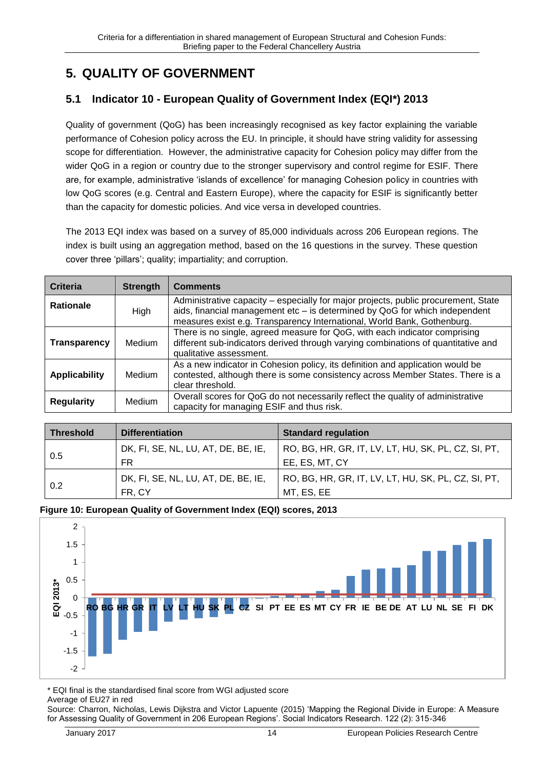# 5. QUALITY OF GOVERNMENT

## 5.1 Indicator 10 - European Quality of Government Index (EQI*) 2013

Quality of government (QoG) has been increasingly recognised as key factor explaining the variable performance of Cohesion policy across the EU. In principle, it should have string validity for assessing scope for differentiation. However, the administrative capacity for Cohesion policy may differ from the wider QoG in a region or country due to the stronger supervisory and control regime for ESIF. There are, for example, administrative 'islands of excellence' for managing Cohesion policy in countries with low QoG scores (e.g. Central and Eastern Europe), where the capacity for ESIF is significantly better than the capacity for domestic policies. And vice versa in developed countries.

The 2013 EQI index was based on a survey of 85,000 individuals across 206 European regions. The index is built using an aggregation method, based on the 16 questions in the survey. These question cover three 'pillars'; quality; impartiality; and corruption.

| Criteria | Strength | Comments |
|---|---|---|
| **Rationale** | High | Administrative capacity – especially for major projects, public procurement, State aids, financial management etc – is determined by QoG for which independent measures exist e.g. Transparency International, World Bank, Gothenburg. |
| **Transparency** | Medium | There is no single, agreed measure for QoG, with each indicator comprising different sub-indicators derived through varying combinations of quantitative and qualitative assessment. |
| **Applicability** | Medium | As a new indicator in Cohesion policy, its definition and application would be contested, although there is some consistency across Member States. There is a clear threshold. |
| **Regularity** | Medium | Overall scores for QoG do not necessarily reflect the quality of administrative capacity for managing ESIF and thus risk. |

| Threshold | Differentiation | Standard regulation |
|---|---|---|
| 0.5 | DK, FI, SE, NL, LU, AT, DE, BE, IE, FR | RO, BG, HR, GR, IT, LV, LT, HU, SK, PL, CZ, SI, PT, EE, ES, MT, CY |
| 0.2 | DK, FI, SE, NL, LU, AT, DE, BE, IE, FR, CY | RO, BG, HR, GR, IT, LV, LT, HU, SK, PL, CZ, SI, PT, MT, ES, EE |

**Figure 10: European Quality of Government Index (EQI) scores, 2013**

\* EQI final is the standardised final score from WGI adjusted score

Average of EU27 in red

Source: Charron, Nicholas, Lewis Dijkstra and Victor Lapuente (2015) 'Mapping the Regional Divide in Europe: A Measure for Assessing Quality of Government in 206 European Regions'. Social Indicators Research. 122 (2): 315-346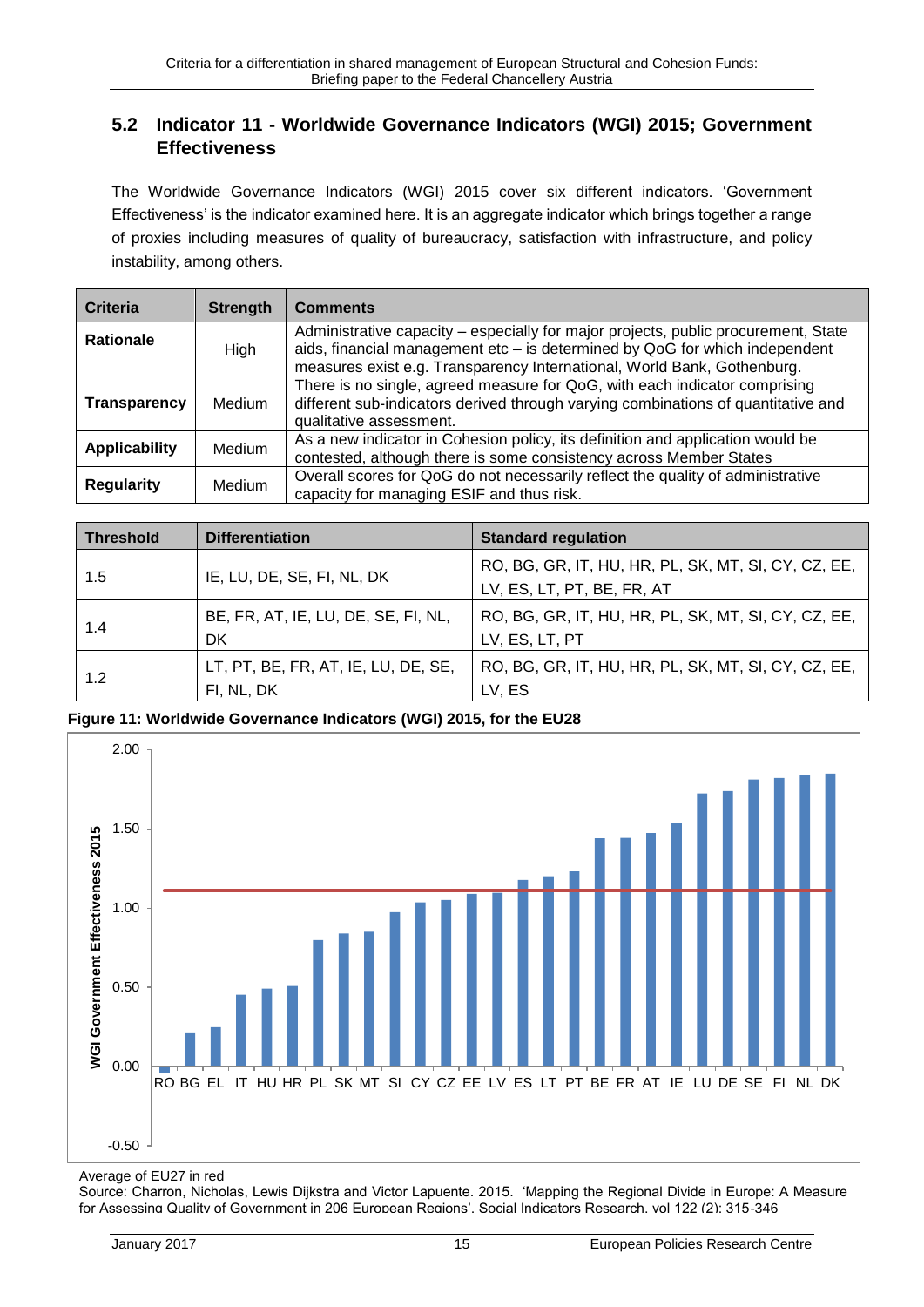## 5.2 Indicator 11 - Worldwide Governance Indicators (WGI) 2015; Government Effectiveness

The Worldwide Governance Indicators (WGI) 2015 cover six different indicators. 'Government Effectiveness' is the indicator examined here. It is an aggregate indicator which brings together a range of proxies including measures of quality of bureaucracy, satisfaction with infrastructure, and policy instability, among others.

| Criteria | Strength | Comments |
|---|---|---|
| **Rationale** | High | Administrative capacity – especially for major projects, public procurement, State aids, financial management etc – is determined by QoG for which independent measures exist e.g. Transparency International, World Bank, Gothenburg. |
| **Transparency** | Medium | There is no single, agreed measure for QoG, with each indicator comprising different sub-indicators derived through varying combinations of quantitative and qualitative assessment. |
| **Applicability** | Medium | As a new indicator in Cohesion policy, its definition and application would be contested, although there is some consistency across Member States |
| **Regularity** | Medium | Overall scores for QoG do not necessarily reflect the quality of administrative capacity for managing ESIF and thus risk. |

| Threshold | Differentiation | Standard regulation |
|---|---|---|
| 1.5 | IE, LU, DE, SE, FI, NL, DK | RO, BG, GR, IT, HU, HR, PL, SK, MT, SI, CY, CZ, EE, LV, ES, LT, PT, BE, FR, AT |
| 1.4 | BE, FR, AT, IE, LU, DE, SE, FI, NL, DK | RO, BG, GR, IT, HU, HR, PL, SK, MT, SI, CY, CZ, EE, LV, ES, LT, PT |
| 1.2 | LT, PT, BE, FR, AT, IE, LU, DE, SE, FI, NL, DK | RO, BG, GR, IT, HU, HR, PL, SK, MT, SI, CY, CZ, EE, LV, ES |

**Figure 11: Worldwide Governance Indicators (WGI) 2015, for the EU28**

Average of EU27 in red

Source: Charron, Nicholas, Lewis Dijkstra and Victor Lapuente. 2015. 'Mapping the Regional Divide in Europe: A Measure for Assessing Quality of Government in 206 European Regions', Social Indicators Research, vol 122 (2): 315-346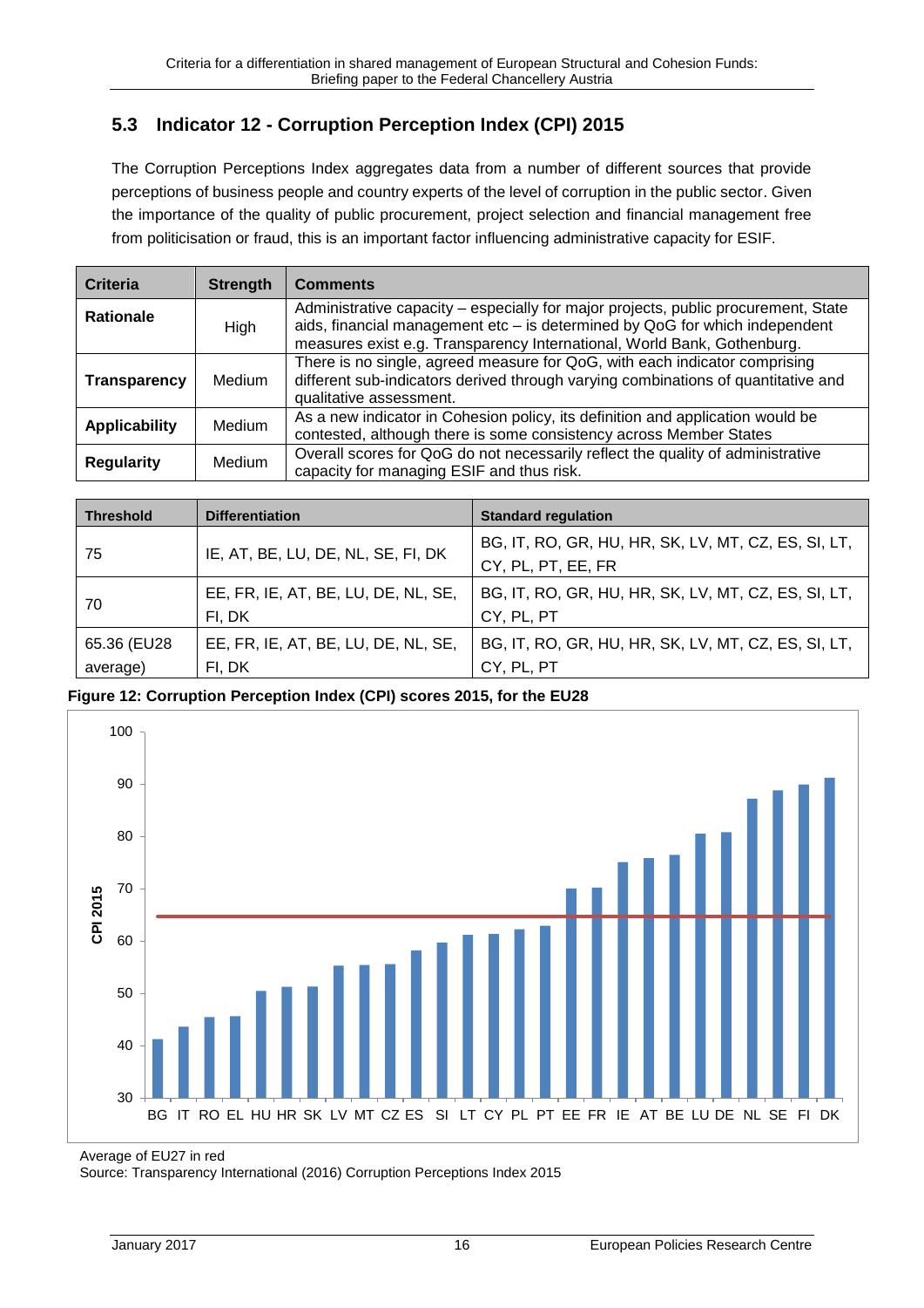## 5.3 Indicator 12 - Corruption Perception Index (CPI) 2015

The Corruption Perceptions Index aggregates data from a number of different sources that provide perceptions of business people and country experts of the level of corruption in the public sector. Given the importance of the quality of public procurement, project selection and financial management free from politicisation or fraud, this is an important factor influencing administrative capacity for ESIF.

| Criteria | Strength | Comments |
|---|---|---|
| **Rationale** | High | Administrative capacity – especially for major projects, public procurement, State aids, financial management etc – is determined by QoG for which independent measures exist e.g. Transparency International, World Bank, Gothenburg. |
| **Transparency** | Medium | There is no single, agreed measure for QoG, with each indicator comprising different sub-indicators derived through varying combinations of quantitative and qualitative assessment. |
| **Applicability** | Medium | As a new indicator in Cohesion policy, its definition and application would be contested, although there is some consistency across Member States |
| **Regularity** | Medium | Overall scores for QoG do not necessarily reflect the quality of administrative capacity for managing ESIF and thus risk. |

| Threshold | Differentiation | Standard regulation |
|---|---|---|
| 75 | IE, AT, BE, LU, DE, NL, SE, FI, DK | BG, IT, RO, GR, HU, HR, SK, LV, MT, CZ, ES, SI, LT, CY, PL, PT, EE, FR |
| 70 | EE, FR, IE, AT, BE, LU, DE, NL, SE, FI, DK | BG, IT, RO, GR, HU, HR, SK, LV, MT, CZ, ES, SI, LT, CY, PL, PT |
| 65.36 (EU28 average) | EE, FR, IE, AT, BE, LU, DE, NL, SE, FI, DK | BG, IT, RO, GR, HU, HR, SK, LV, MT, CZ, ES, SI, LT, CY, PL, PT |

**Figure 12: Corruption Perception Index (CPI) scores 2015, for the EU28**

Average of EU27 in red

Source: Transparency International (2016) Corruption Perceptions Index 2015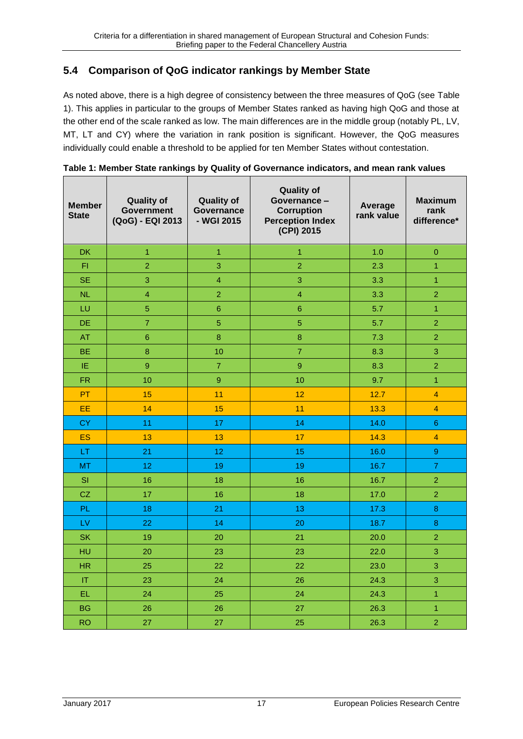## 5.4 Comparison of QoG indicator rankings by Member State

As noted above, there is a high degree of consistency between the three measures of QoG (see Table 1). This applies in particular to the groups of Member States ranked as having high QoG and those at the other end of the scale ranked as low. The main differences are in the middle group (notably PL, LV, MT, LT and CY) where the variation in rank position is significant. However, the QoG measures individually could enable a threshold to be applied for ten Member States without contestation.

**Table 1: Member State rankings by Quality of Governance indicators, and mean rank values**

| Member State | Quality of Government (QoG) - EQI 2013 | Quality of Governance - WGI 2015 | Quality of Governance – Corruption Perception Index (CPI) 2015 | Average rank value | Maximum rank difference* |
|---|---|---|---|---|---|
| DK | 1 | 1 | 1 | 1.0 | 0 |
| FI | 2 | 3 | 2 | 2.3 | 1 |
| SE | 3 | 4 | 3 | 3.3 | 1 |
| NL | 4 | 2 | 4 | 3.3 | 2 |
| LU | 5 | 6 | 6 | 5.7 | 1 |
| DE | 7 | 5 | 5 | 5.7 | 2 |
| AT | 6 | 8 | 8 | 7.3 | 2 |
| BE | 8 | 10 | 7 | 8.3 | 3 |
| IE | 9 | 7 | 9 | 8.3 | 2 |
| FR | 10 | 9 | 10 | 9.7 | 1 |
| PT | 15 | 11 | 12 | 12.7 | 4 |
| EE | 14 | 15 | 11 | 13.3 | 4 |
| CY | 11 | 17 | 14 | 14.0 | 6 |
| ES | 13 | 13 | 17 | 14.3 | 4 |
| LT | 21 | 12 | 15 | 16.0 | 9 |
| MT | 12 | 19 | 19 | 16.7 | 7 |
| SI | 16 | 18 | 16 | 16.7 | 2 |
| CZ | 17 | 16 | 18 | 17.0 | 2 |
| PL | 18 | 21 | 13 | 17.3 | 8 |
| LV | 22 | 14 | 20 | 18.7 | 8 |
| SK | 19 | 20 | 21 | 20.0 | 2 |
| HU | 20 | 23 | 23 | 22.0 | 3 |
| HR | 25 | 22 | 22 | 23.0 | 3 |
| IT | 23 | 24 | 26 | 24.3 | 3 |
| EL | 24 | 25 | 24 | 24.3 | 1 |
| BG | 26 | 26 | 27 | 26.3 | 1 |
| RO | 27 | 27 | 25 | 26.3 | 2 |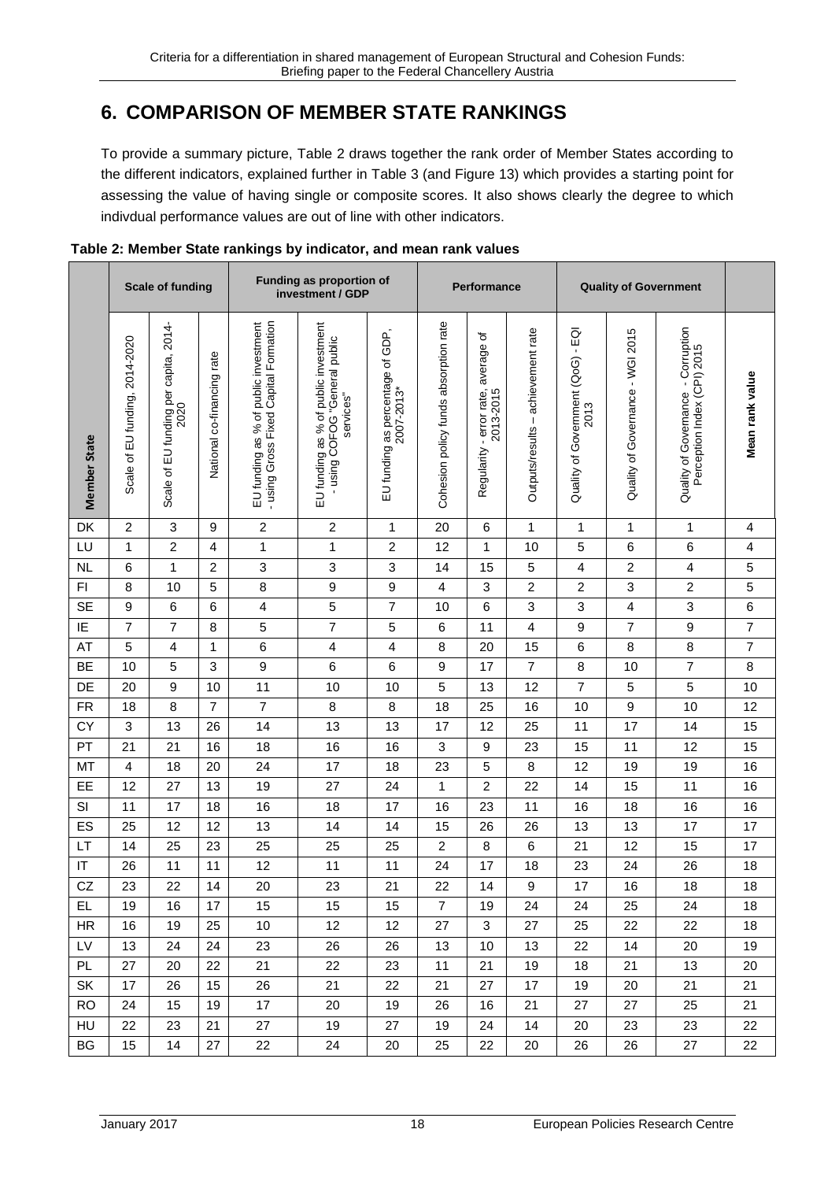# 6. COMPARISON OF MEMBER STATE RANKINGS

To provide a summary picture, Table 2 draws together the rank order of Member States according to the different indicators, explained further in Table 3 (and Figure 13) which provides a starting point for assessing the value of having single or composite scores. It also shows clearly the degree to which indivdual performance values are out of line with other indicators.

**Table 2: Member State rankings by indicator, and mean rank values**

| | Scale of funding | | | Funding as proportion of investment / GDP | | | Performance | | | Quality of Government | | | |
|---|---|---|---|---|---|---|---|---|---|---|---|---|---|
| **Member State** | Scale of EU funding, 2014-2020 | Scale of EU funding per capita, 2014-2020 | National co-financing rate | EU funding as % of public investment - using Gross Fixed Capital Formation | EU funding as % of public investment - using COFOG "General public services" | EU funding as percentage of GDP, 2007-2013* | Cohesion policy funds absorption rate | Regularity - error rate, average of 2013-2015 | Outputs/results – achievement rate | Quality of Government (QoG) - EQI 2013 | Quality of Governance - WGI 2015 | Quality of Governance - Corruption Perception Index (CPI) 2015 | **Mean rank value** |
| DK | 2 | 3 | 9 | 2 | 2 | 1 | 20 | 6 | 1 | 1 | 1 | 1 | 4 |
| LU | 1 | 2 | 4 | 1 | 1 | 2 | 12 | 1 | 10 | 5 | 6 | 6 | 4 |
| NL | 6 | 1 | 2 | 3 | 3 | 3 | 14 | 15 | 5 | 4 | 2 | 4 | 5 |
| FI | 8 | 10 | 5 | 8 | 9 | 9 | 4 | 3 | 2 | 2 | 3 | 2 | 5 |
| SE | 9 | 6 | 6 | 4 | 5 | 7 | 10 | 6 | 3 | 3 | 4 | 3 | 6 |
| IE | 7 | 7 | 8 | 5 | 7 | 5 | 6 | 11 | 4 | 9 | 7 | 9 | 7 |
| AT | 5 | 4 | 1 | 6 | 4 | 4 | 8 | 20 | 15 | 6 | 8 | 8 | 7 |
| BE | 10 | 5 | 3 | 9 | 6 | 6 | 9 | 17 | 7 | 8 | 10 | 7 | 8 |
| DE | 20 | 9 | 10 | 11 | 10 | 10 | 5 | 13 | 12 | 7 | 5 | 5 | 10 |
| FR | 18 | 8 | 7 | 7 | 8 | 8 | 18 | 25 | 16 | 10 | 9 | 10 | 12 |
| CY | 3 | 13 | 26 | 14 | 13 | 13 | 17 | 12 | 25 | 11 | 17 | 14 | 15 |
| PT | 21 | 21 | 16 | 18 | 16 | 16 | 3 | 9 | 23 | 15 | 11 | 12 | 15 |
| MT | 4 | 18 | 20 | 24 | 17 | 18 | 23 | 5 | 8 | 12 | 19 | 19 | 16 |
| EE | 12 | 27 | 13 | 19 | 27 | 24 | 1 | 2 | 22 | 14 | 15 | 11 | 16 |
| SI | 11 | 17 | 18 | 16 | 18 | 17 | 16 | 23 | 11 | 16 | 18 | 16 | 16 |
| ES | 25 | 12 | 12 | 13 | 14 | 14 | 15 | 26 | 26 | 13 | 13 | 17 | 17 |
| LT | 14 | 25 | 23 | 25 | 25 | 25 | 2 | 8 | 6 | 21 | 12 | 15 | 17 |
| IT | 26 | 11 | 11 | 12 | 11 | 11 | 24 | 17 | 18 | 23 | 24 | 26 | 18 |
| CZ | 23 | 22 | 14 | 20 | 23 | 21 | 22 | 14 | 9 | 17 | 16 | 18 | 18 |
| EL | 19 | 16 | 17 | 15 | 15 | 15 | 7 | 19 | 24 | 24 | 25 | 24 | 18 |
| HR | 16 | 19 | 25 | 10 | 12 | 12 | 27 | 3 | 27 | 25 | 22 | 22 | 18 |
| LV | 13 | 24 | 24 | 23 | 26 | 26 | 13 | 10 | 13 | 22 | 14 | 20 | 19 |
| PL | 27 | 20 | 22 | 21 | 22 | 23 | 11 | 21 | 19 | 18 | 21 | 13 | 20 |
| SK | 17 | 26 | 15 | 26 | 21 | 22 | 21 | 27 | 17 | 19 | 20 | 21 | 21 |
| RO | 24 | 15 | 19 | 17 | 20 | 19 | 26 | 16 | 21 | 27 | 27 | 25 | 21 |
| HU | 22 | 23 | 21 | 27 | 19 | 27 | 19 | 24 | 14 | 20 | 23 | 23 | 22 |
| BG | 15 | 14 | 27 | 22 | 24 | 20 | 25 | 22 | 20 | 26 | 26 | 27 | 22 |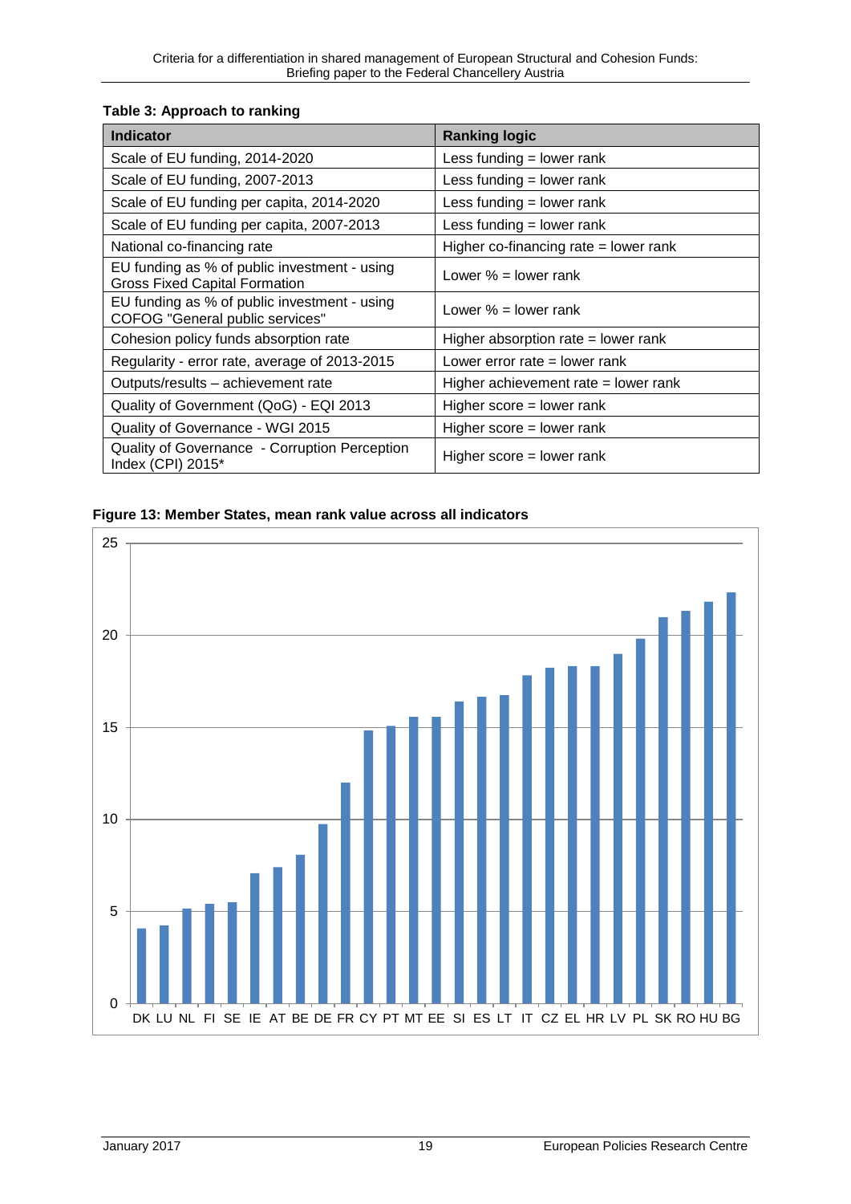**Table 3: Approach to ranking**

| Indicator | Ranking logic |
|---|---|
| Scale of EU funding, 2014-2020 | Less funding = lower rank |
| Scale of EU funding, 2007-2013 | Less funding = lower rank |
| Scale of EU funding per capita, 2014-2020 | Less funding = lower rank |
| Scale of EU funding per capita, 2007-2013 | Less funding = lower rank |
| National co-financing rate | Higher co-financing rate = lower rank |
| EU funding as % of public investment - using Gross Fixed Capital Formation | Lower % = lower rank |
| EU funding as % of public investment - using COFOG "General public services" | Lower % = lower rank |
| Cohesion policy funds absorption rate | Higher absorption rate = lower rank |
| Regularity - error rate, average of 2013-2015 | Lower error rate = lower rank |
| Outputs/results – achievement rate | Higher achievement rate = lower rank |
| Quality of Government (QoG) - EQI 2013 | Higher score = lower rank |
| Quality of Governance - WGI 2015 | Higher score = lower rank |
| Quality of Governance - Corruption Perception Index (CPI) 2015* | Higher score = lower rank |

**Figure 13: Member States, mean rank value across all indicators**

| Member State | Mean rank value (approx.) |
|---|---|
| DK | 4.1 |
| LU | 4.2 |
| NL | 5.1 |
| FI | 5.4 |
| SE | 5.5 |
| IE | 7.1 |
| AT | 7.4 |
| BE | 8.1 |
| DE | 9.7 |
| FR | 12.0 |
| CY | 14.8 |
| PT | 15.1 |
| MT | 15.6 |
| EE | 15.6 |
| SI | 16.4 |
| ES | 16.7 |
| LT | 16.7 |
| IT | 17.8 |
| CZ | 18.3 |
| EL | 18.3 |
| HR | 18.3 |
| LV | 19.0 |
| PL | 19.8 |
| SK | 21.0 |
| RO | 21.3 |
| HU | 21.8 |
| BG | 22.3 |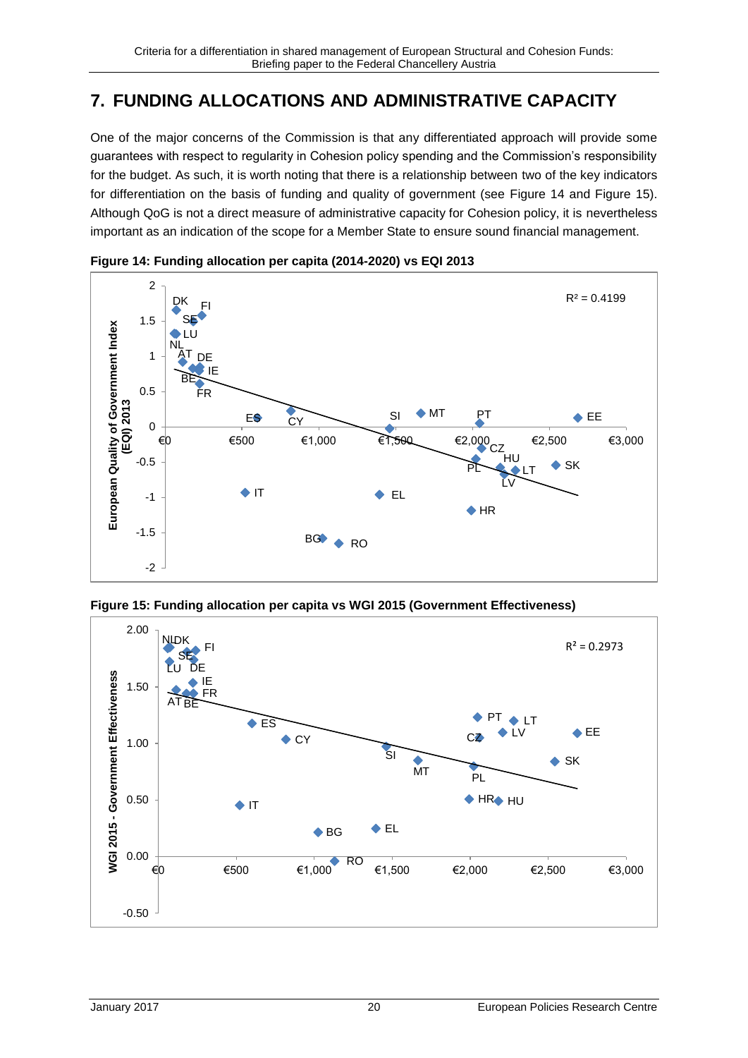# 7. FUNDING ALLOCATIONS AND ADMINISTRATIVE CAPACITY

One of the major concerns of the Commission is that any differentiated approach will provide some guarantees with respect to regularity in Cohesion policy spending and the Commission's responsibility for the budget. As such, it is worth noting that there is a relationship between two of the key indicators for differentiation on the basis of funding and quality of government (see Figure 14 and Figure 15). Although QoG is not a direct measure of administrative capacity for Cohesion policy, it is nevertheless important as an indication of the scope for a Member State to ensure sound financial management.

**Figure 14: Funding allocation per capita (2014-2020) vs EQI 2013**

**Figure 15: Funding allocation per capita vs WGI 2015 (Government Effectiveness)**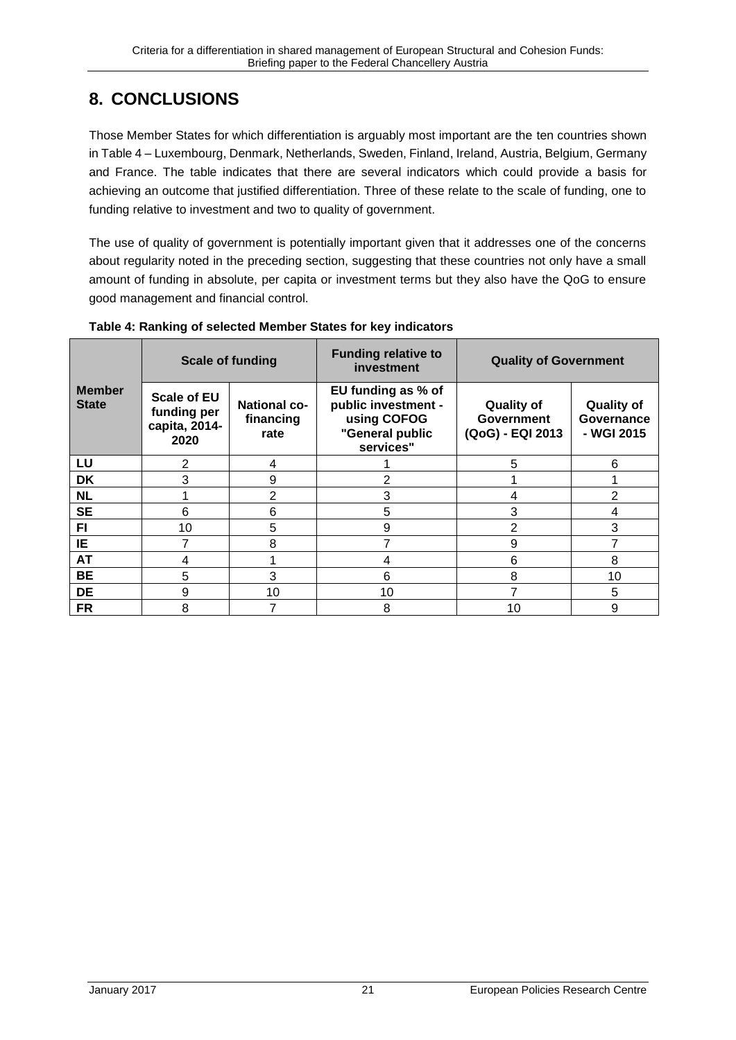# 8. CONCLUSIONS

Those Member States for which differentiation is arguably most important are the ten countries shown in Table 4 – Luxembourg, Denmark, Netherlands, Sweden, Finland, Ireland, Austria, Belgium, Germany and France. The table indicates that there are several indicators which could provide a basis for achieving an outcome that justified differentiation. Three of these relate to the scale of funding, one to funding relative to investment and two to quality of government.

The use of quality of government is potentially important given that it addresses one of the concerns about regularity noted in the preceding section, suggesting that these countries not only have a small amount of funding in absolute, per capita or investment terms but they also have the QoG to ensure good management and financial control.

**Table 4: Ranking of selected Member States for key indicators**

| Member State | Scale of funding | | Funding relative to investment | Quality of Government | |
|---|---|---|---|---|---|
| | Scale of EU funding per capita, 2014-2020 | National co-financing rate | EU funding as % of public investment - using COFOG "General public services" | Quality of Government (QoG) - EQI 2013 | Quality of Governance - WGI 2015 |
| LU | 2 | 4 | 1 | 5 | 6 |
| DK | 3 | 9 | 2 | 1 | 1 |
| NL | 1 | 2 | 3 | 4 | 2 |
| SE | 6 | 6 | 5 | 3 | 4 |
| FI | 10 | 5 | 9 | 2 | 3 |
| IE | 7 | 8 | 7 | 9 | 7 |
| AT | 4 | 1 | 4 | 6 | 8 |
| BE | 5 | 3 | 6 | 8 | 10 |
| DE | 9 | 10 | 10 | 7 | 5 |
| FR | 8 | 7 | 8 | 10 | 9 |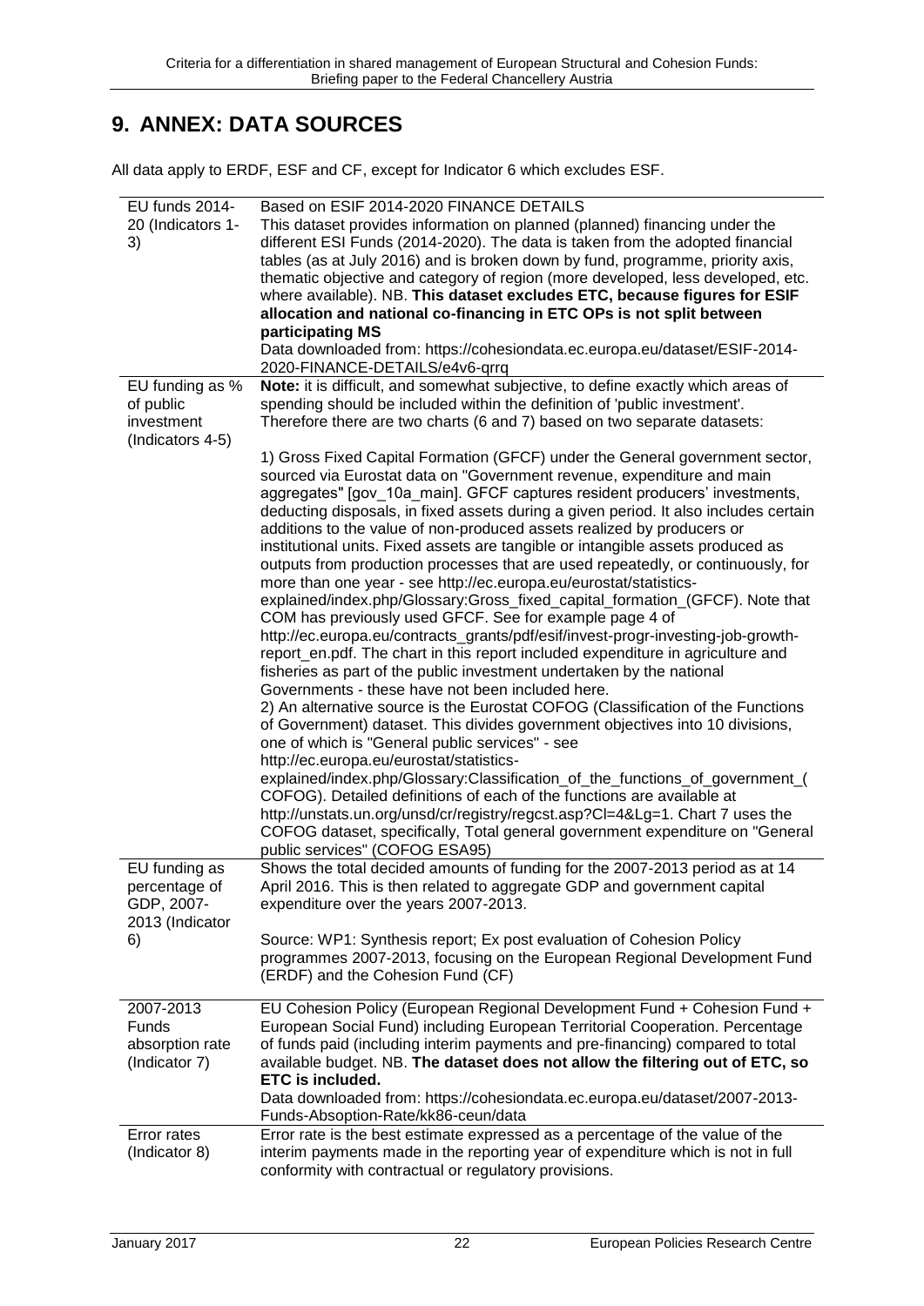# 9. ANNEX: DATA SOURCES

All data apply to ERDF, ESF and CF, except for Indicator 6 which excludes ESF.

| | |
|---|---|
| EU funds 2014-20 (Indicators 1-3) | Based on ESIF 2014-2020 FINANCE DETAILS<br>This dataset provides information on planned (planned) financing under the different ESI Funds (2014-2020). The data is taken from the adopted financial tables (as at July 2016) and is broken down by fund, programme, priority axis, thematic objective and category of region (more developed, less developed, etc. where available). NB. **This dataset excludes ETC, because figures for ESIF allocation and national co-financing in ETC OPs is not split between participating MS**<br>Data downloaded from: https://cohesiondata.ec.europa.eu/dataset/ESIF-2014-2020-FINANCE-DETAILS/e4v6-qrrq |
| EU funding as % of public investment (Indicators 4-5) | **Note:** it is difficult, and somewhat subjective, to define exactly which areas of spending should be included within the definition of 'public investment'. Therefore there are two charts (6 and 7) based on two separate datasets:<br><br>1) Gross Fixed Capital Formation (GFCF) under the General government sector, sourced via Eurostat data on "Government revenue, expenditure and main aggregates" [gov_10a_main]. GFCF captures resident producers' investments, deducting disposals, in fixed assets during a given period. It also includes certain additions to the value of non-produced assets realized by producers or institutional units. Fixed assets are tangible or intangible assets produced as outputs from production processes that are used repeatedly, or continuously, for more than one year - see http://ec.europa.eu/eurostat/statistics-explained/index.php/Glossary:Gross_fixed_capital_formation_(GFCF). Note that COM has previously used GFCF. See for example page 4 of http://ec.europa.eu/contracts_grants/pdf/esif/invest-progr-investing-job-growth-report_en.pdf. The chart in this report included expenditure in agriculture and fisheries as part of the public investment undertaken by the national Governments - these have not been included here.<br>2) An alternative source is the Eurostat COFOG (Classification of the Functions of Government) dataset. This divides government objectives into 10 divisions, one of which is "General public services" - see http://ec.europa.eu/eurostat/statistics-explained/index.php/Glossary:Classification_of_the_functions_of_government_(COFOG). Detailed definitions of each of the functions are available at http://unstats.un.org/unsd/cr/registry/regcst.asp?Cl=4&Lg=1. Chart 7 uses the COFOG dataset, specifically, Total general government expenditure on "General public services" (COFOG ESA95) |
| EU funding as percentage of GDP, 2007-2013 (Indicator 6) | Shows the total decided amounts of funding for the 2007-2013 period as at 14 April 2016. This is then related to aggregate GDP and government capital expenditure over the years 2007-2013.<br><br>Source: WP1: Synthesis report; Ex post evaluation of Cohesion Policy programmes 2007-2013, focusing on the European Regional Development Fund (ERDF) and the Cohesion Fund (CF) |
| 2007-2013 Funds absorption rate (Indicator 7) | EU Cohesion Policy (European Regional Development Fund + Cohesion Fund + European Social Fund) including European Territorial Cooperation. Percentage of funds paid (including interim payments and pre-financing) compared to total available budget. NB. **The dataset does not allow the filtering out of ETC, so ETC is included.**<br>Data downloaded from: https://cohesiondata.ec.europa.eu/dataset/2007-2013-Funds-Absoption-Rate/kk86-ceun/data |
| Error rates (Indicator 8) | Error rate is the best estimate expressed as a percentage of the value of the interim payments made in the reporting year of expenditure which is not in full conformity with contractual or regulatory provisions. |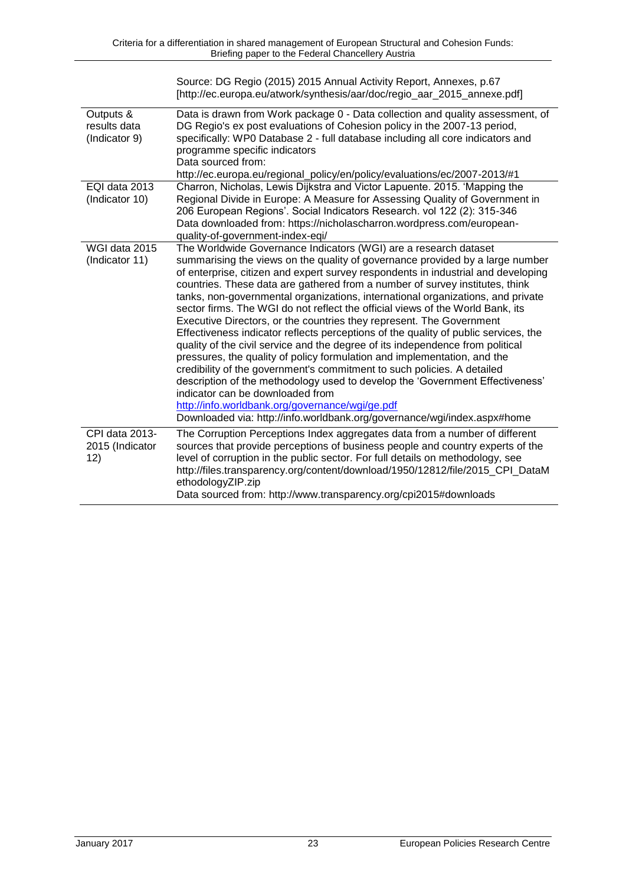| | |
|---|---|
| | Source: DG Regio (2015) 2015 Annual Activity Report, Annexes, p.67 [http://ec.europa.eu/atwork/synthesis/aar/doc/regio_aar_2015_annexe.pdf] |
| Outputs & results data (Indicator 9) | Data is drawn from Work package 0 - Data collection and quality assessment, of DG Regio's ex post evaluations of Cohesion policy in the 2007-13 period, specifically: WP0 Database 2 - full database including all core indicators and programme specific indicators<br>Data sourced from:<br>http://ec.europa.eu/regional_policy/en/policy/evaluations/ec/2007-2013/#1 |
| EQI data 2013 (Indicator 10) | Charron, Nicholas, Lewis Dijkstra and Victor Lapuente. 2015. 'Mapping the Regional Divide in Europe: A Measure for Assessing Quality of Government in 206 European Regions'. Social Indicators Research. vol 122 (2): 315-346<br>Data downloaded from: https://nicholascharron.wordpress.com/european-quality-of-government-index-eqi/ |
| WGI data 2015 (Indicator 11) | The Worldwide Governance Indicators (WGI) are a research dataset summarising the views on the quality of governance provided by a large number of enterprise, citizen and expert survey respondents in industrial and developing countries. These data are gathered from a number of survey institutes, think tanks, non-governmental organizations, international organizations, and private sector firms. The WGI do not reflect the official views of the World Bank, its Executive Directors, or the countries they represent. The Government Effectiveness indicator reflects perceptions of the quality of public services, the quality of the civil service and the degree of its independence from political pressures, the quality of policy formulation and implementation, and the credibility of the government's commitment to such policies. A detailed description of the methodology used to develop the 'Government Effectiveness' indicator can be downloaded from<br>http://info.worldbank.org/governance/wgi/ge.pdf<br>Downloaded via: http://info.worldbank.org/governance/wgi/index.aspx#home |
| CPI data 2013-2015 (Indicator 12) | The Corruption Perceptions Index aggregates data from a number of different sources that provide perceptions of business people and country experts of the level of corruption in the public sector. For full details on methodology, see http://files.transparency.org/content/download/1950/12812/file/2015_CPI_DataMethodologyZIP.zip<br>Data sourced from: http://www.transparency.org/cpi2015#downloads |